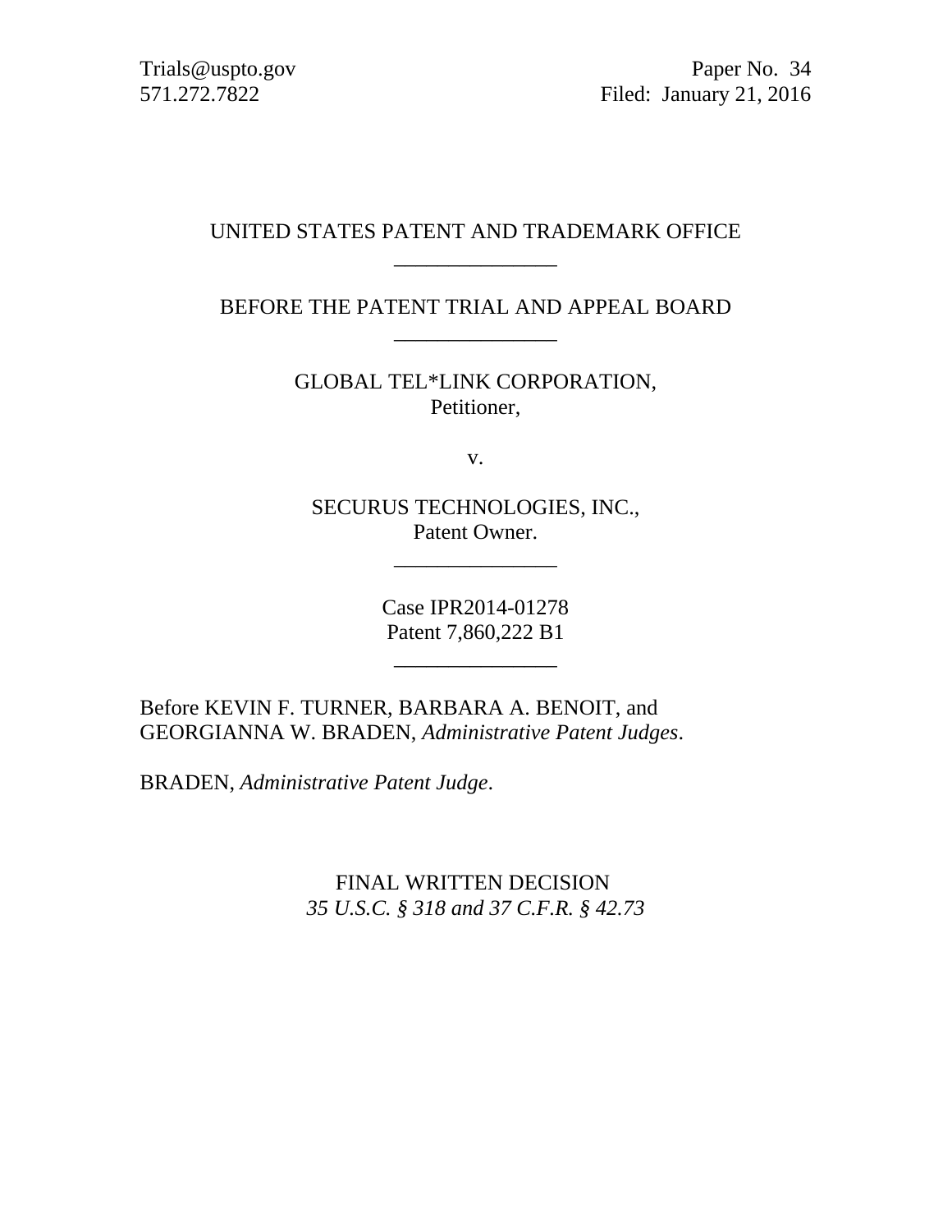Trials@uspto.gov
571.272.7822

Paper No. 34
Filed: January 21, 2016

UNITED STATES PATENT AND TRADEMARK OFFICE

---

BEFORE THE PATENT TRIAL AND APPEAL BOARD

---

GLOBAL TEL*LINK CORPORATION,
Petitioner,

v.

SECURUS TECHNOLOGIES, INC.,
Patent Owner.

---

Case IPR2014-01278
Patent 7,860,222 B1

---

Before KEVIN F. TURNER, BARBARA A. BENOIT, and GEORGIANNA W. BRADEN, *Administrative Patent Judges*.

BRADEN, *Administrative Patent Judge*.

FINAL WRITTEN DECISION
*35 U.S.C. § 318 and 37 C.F.R. § 42.73*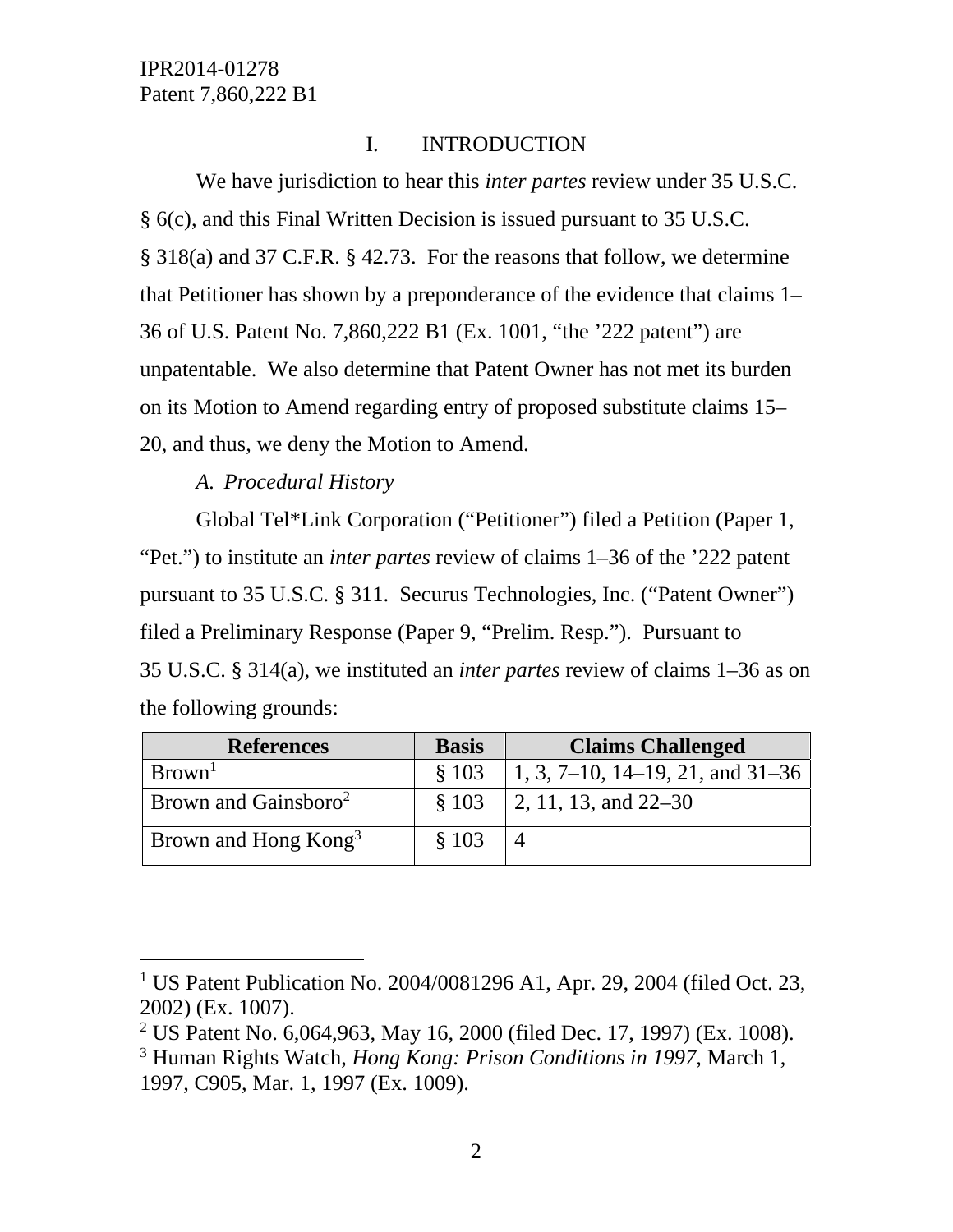## I. INTRODUCTION

We have jurisdiction to hear this *inter partes* review under 35 U.S.C. § 6(c), and this Final Written Decision is issued pursuant to 35 U.S.C. § 318(a) and 37 C.F.R. § 42.73. For the reasons that follow, we determine that Petitioner has shown by a preponderance of the evidence that claims 1–36 of U.S. Patent No. 7,860,222 B1 (Ex. 1001, "the '222 patent") are unpatentable. We also determine that Patent Owner has not met its burden on its Motion to Amend regarding entry of proposed substitute claims 15–20, and thus, we deny the Motion to Amend.

### *A. Procedural History*

Global Tel*Link Corporation ("Petitioner") filed a Petition (Paper 1, "Pet.") to institute an *inter partes* review of claims 1–36 of the '222 patent pursuant to 35 U.S.C. § 311. Securus Technologies, Inc. ("Patent Owner") filed a Preliminary Response (Paper 9, "Prelim. Resp."). Pursuant to 35 U.S.C. § 314(a), we instituted an *inter partes* review of claims 1–36 as on the following grounds:

| References | Basis | Claims Challenged |
|---|---|---|
| Brown[1] | § 103 | 1, 3, 7–10, 14–19, 21, and 31–36 |
| Brown and Gainsboro[2] | § 103 | 2, 11, 13, and 22–30 |
| Brown and Hong Kong[3] | § 103 | 4 |

[1] US Patent Publication No. 2004/0081296 A1, Apr. 29, 2004 (filed Oct. 23, 2002) (Ex. 1007).

[2] US Patent No. 6,064,963, May 16, 2000 (filed Dec. 17, 1997) (Ex. 1008).

[3] Human Rights Watch, *Hong Kong: Prison Conditions in 1997*, March 1, 1997, C905, Mar. 1, 1997 (Ex. 1009).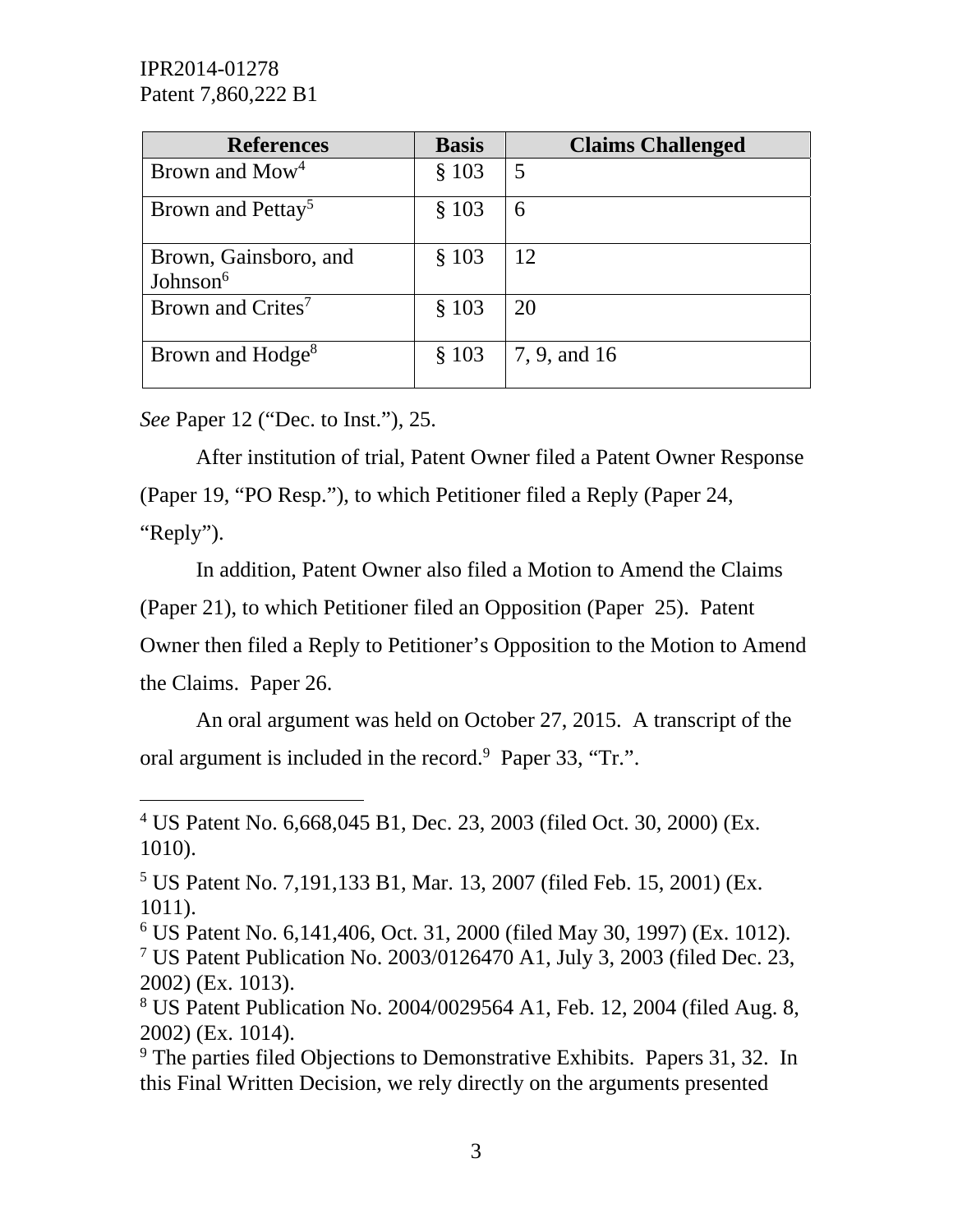| References | Basis | Claims Challenged |
| --- | --- | --- |
| Brown and Mow[4] | § 103 | 5 |
| Brown and Pettay[5] | § 103 | 6 |
| Brown, Gainsboro, and Johnson[6] | § 103 | 12 |
| Brown and Crites[7] | § 103 | 20 |
| Brown and Hodge[8] | § 103 | 7, 9, and 16 |

*See* Paper 12 ("Dec. to Inst."), 25.

After institution of trial, Patent Owner filed a Patent Owner Response (Paper 19, "PO Resp."), to which Petitioner filed a Reply (Paper 24, "Reply").

In addition, Patent Owner also filed a Motion to Amend the Claims (Paper 21), to which Petitioner filed an Opposition (Paper 25). Patent Owner then filed a Reply to Petitioner's Opposition to the Motion to Amend the Claims. Paper 26.

An oral argument was held on October 27, 2015. A transcript of the oral argument is included in the record.[9] Paper 33, "Tr.".

---

[4] US Patent No. 6,668,045 B1, Dec. 23, 2003 (filed Oct. 30, 2000) (Ex. 1010).

[5] US Patent No. 7,191,133 B1, Mar. 13, 2007 (filed Feb. 15, 2001) (Ex. 1011).

[6] US Patent No. 6,141,406, Oct. 31, 2000 (filed May 30, 1997) (Ex. 1012).

[7] US Patent Publication No. 2003/0126470 A1, July 3, 2003 (filed Dec. 23, 2002) (Ex. 1013).

[8] US Patent Publication No. 2004/0029564 A1, Feb. 12, 2004 (filed Aug. 8, 2002) (Ex. 1014).

[9] The parties filed Objections to Demonstrative Exhibits. Papers 31, 32. In this Final Written Decision, we rely directly on the arguments presented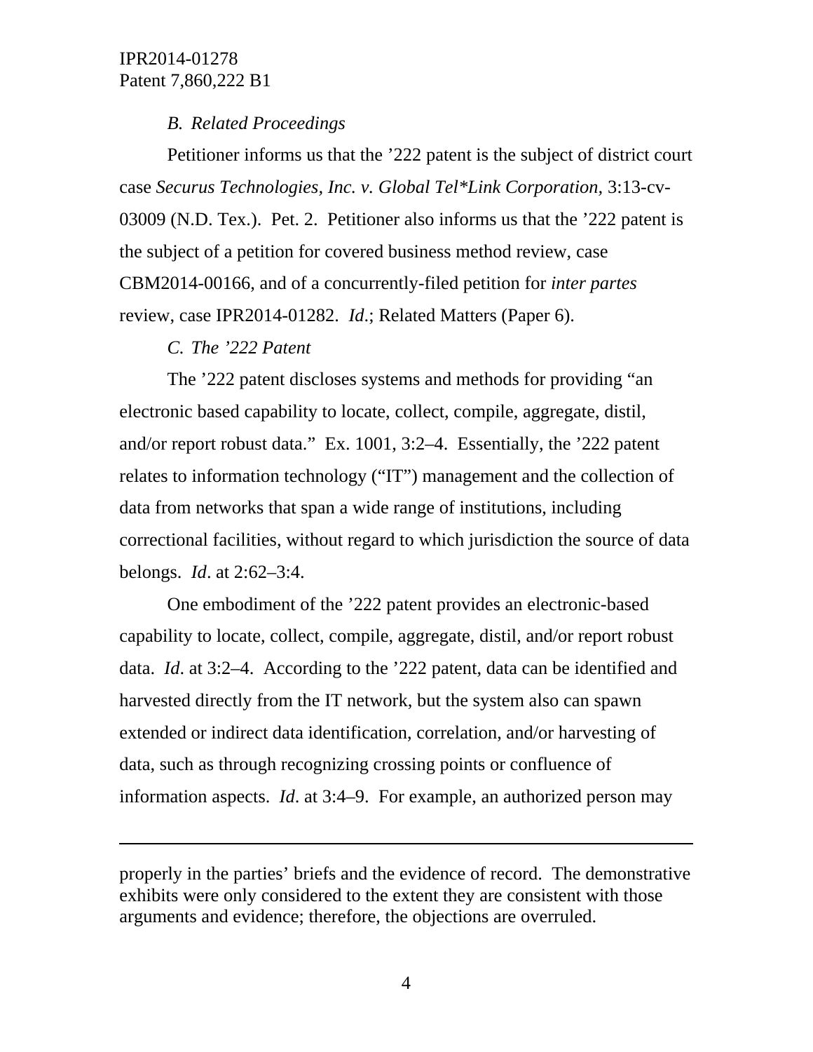### *B. Related Proceedings*

Petitioner informs us that the ’222 patent is the subject of district court case *Securus Technologies, Inc. v. Global Tel*Link Corporation,* 3:13-cv-03009 (N.D. Tex.). Pet. 2. Petitioner also informs us that the ’222 patent is the subject of a petition for covered business method review, case CBM2014-00166, and of a concurrently-filed petition for *inter partes* review, case IPR2014-01282. *Id*.; Related Matters (Paper 6).

### *C. The ’222 Patent*

The ’222 patent discloses systems and methods for providing “an electronic based capability to locate, collect, compile, aggregate, distil, and/or report robust data.” Ex. 1001, 3:2–4. Essentially, the ’222 patent relates to information technology (“IT”) management and the collection of data from networks that span a wide range of institutions, including correctional facilities, without regard to which jurisdiction the source of data belongs. *Id*. at 2:62–3:4.

One embodiment of the ’222 patent provides an electronic-based capability to locate, collect, compile, aggregate, distil, and/or report robust data. *Id*. at 3:2–4. According to the ’222 patent, data can be identified and harvested directly from the IT network, but the system also can spawn extended or indirect data identification, correlation, and/or harvesting of data, such as through recognizing crossing points or confluence of information aspects. *Id*. at 3:4–9. For example, an authorized person may

---

properly in the parties’ briefs and the evidence of record. The demonstrative exhibits were only considered to the extent they are consistent with those arguments and evidence; therefore, the objections are overruled.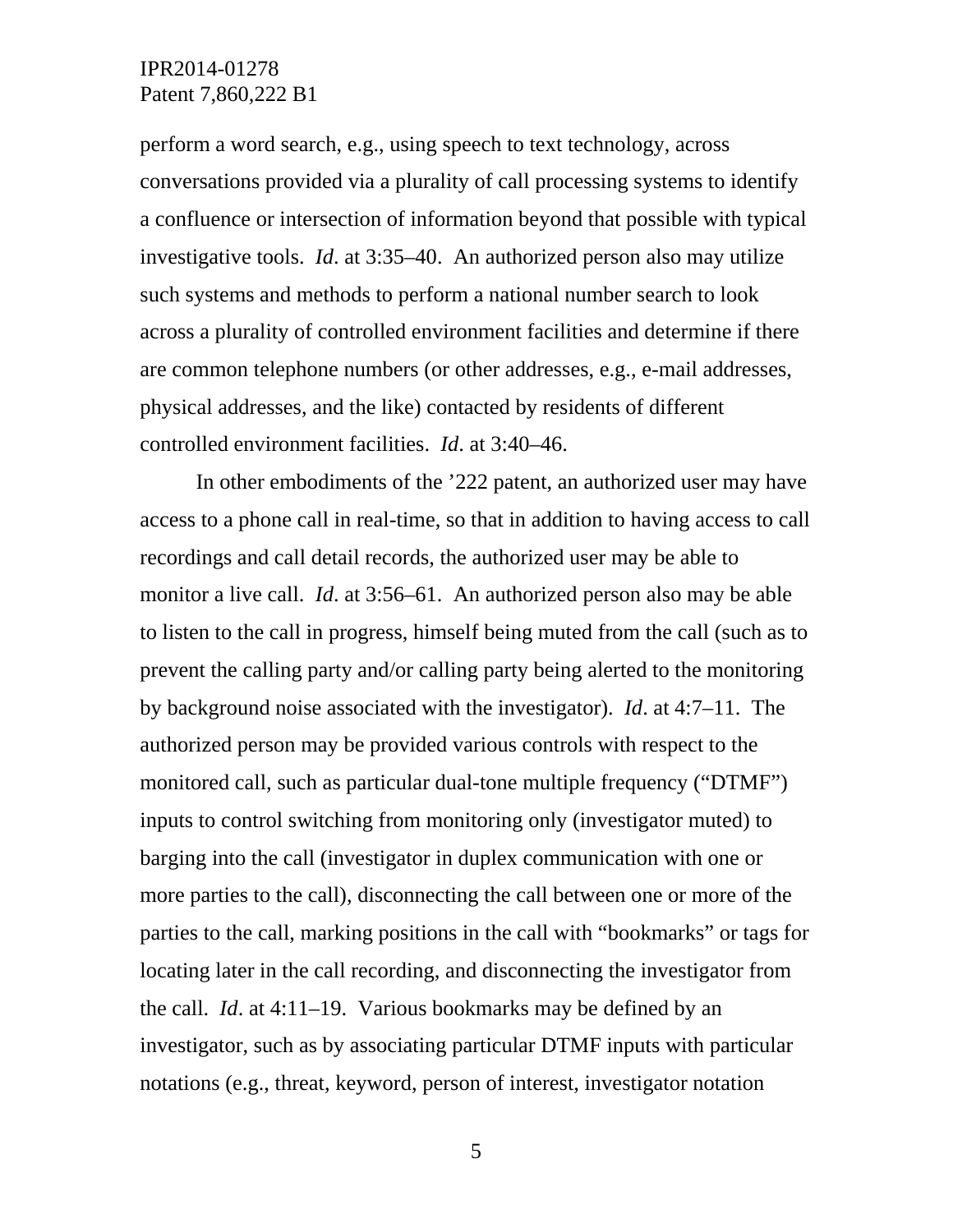perform a word search, e.g., using speech to text technology, across conversations provided via a plurality of call processing systems to identify a confluence or intersection of information beyond that possible with typical investigative tools. *Id*. at 3:35–40. An authorized person also may utilize such systems and methods to perform a national number search to look across a plurality of controlled environment facilities and determine if there are common telephone numbers (or other addresses, e.g., e-mail addresses, physical addresses, and the like) contacted by residents of different controlled environment facilities. *Id*. at 3:40–46.

In other embodiments of the '222 patent, an authorized user may have access to a phone call in real-time, so that in addition to having access to call recordings and call detail records, the authorized user may be able to monitor a live call. *Id*. at 3:56–61. An authorized person also may be able to listen to the call in progress, himself being muted from the call (such as to prevent the calling party and/or calling party being alerted to the monitoring by background noise associated with the investigator). *Id*. at 4:7–11. The authorized person may be provided various controls with respect to the monitored call, such as particular dual-tone multiple frequency ("DTMF") inputs to control switching from monitoring only (investigator muted) to barging into the call (investigator in duplex communication with one or more parties to the call), disconnecting the call between one or more of the parties to the call, marking positions in the call with "bookmarks" or tags for locating later in the call recording, and disconnecting the investigator from the call. *Id*. at 4:11–19. Various bookmarks may be defined by an investigator, such as by associating particular DTMF inputs with particular notations (e.g., threat, keyword, person of interest, investigator notation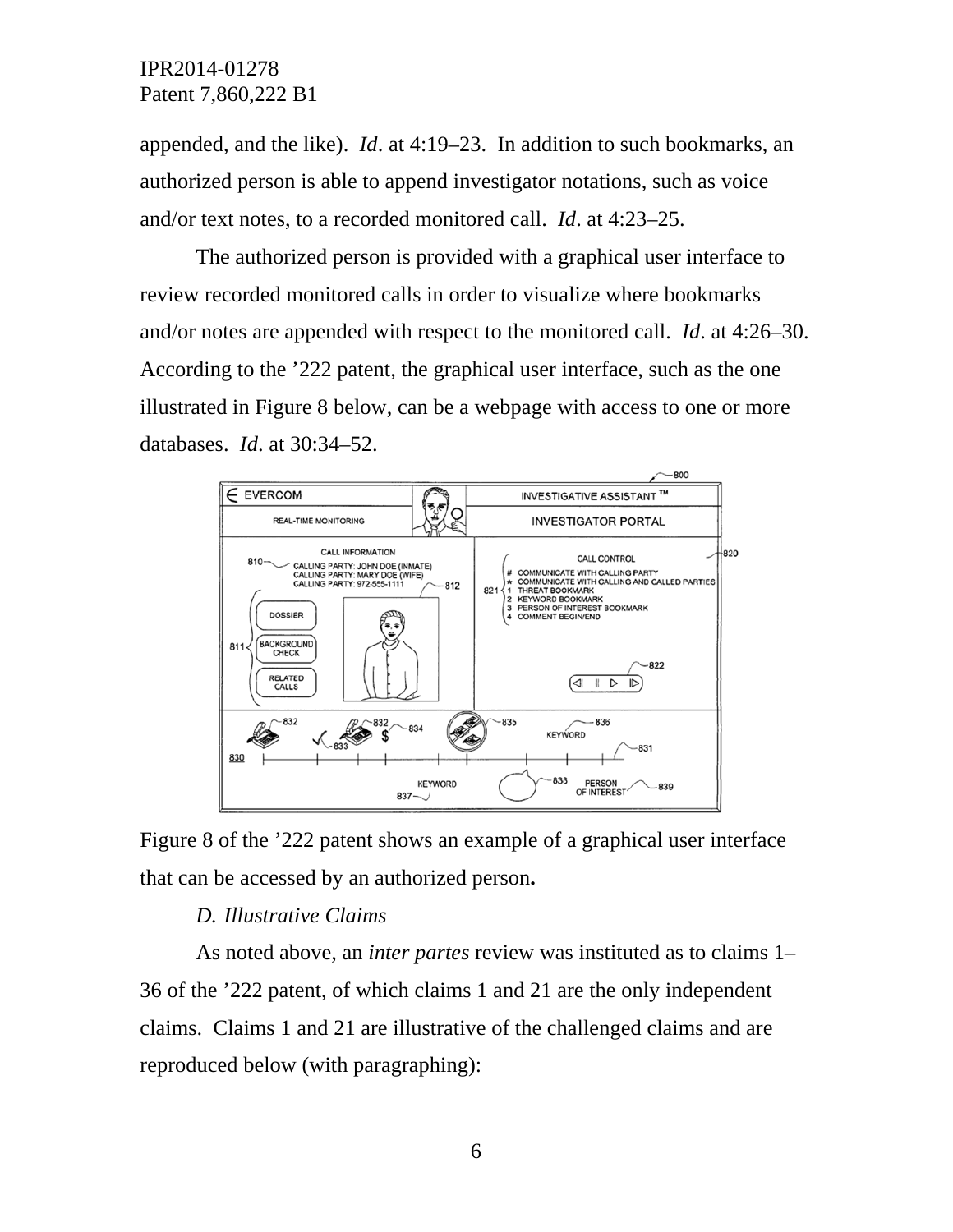appended, and the like). *Id*. at 4:19–23. In addition to such bookmarks, an authorized person is able to append investigator notations, such as voice and/or text notes, to a recorded monitored call. *Id*. at 4:23–25.

The authorized person is provided with a graphical user interface to review recorded monitored calls in order to visualize where bookmarks and/or notes are appended with respect to the monitored call. *Id*. at 4:26–30. According to the ’222 patent, the graphical user interface, such as the one illustrated in Figure 8 below, can be a webpage with access to one or more databases. *Id*. at 30:34–52.

Figure 8 of the ’222 patent shows an example of a graphical user interface that can be accessed by an authorized person**.**

*D. Illustrative Claims*

As noted above, an *inter partes* review was instituted as to claims 1–36 of the ’222 patent, of which claims 1 and 21 are the only independent claims. Claims 1 and 21 are illustrative of the challenged claims and are reproduced below (with paragraphing):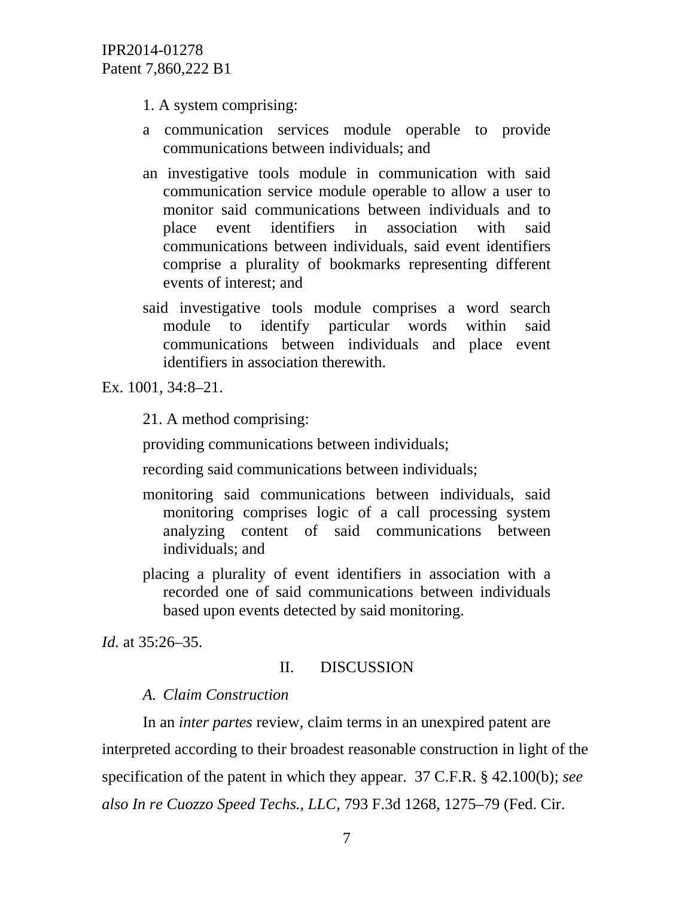> 1. A system comprising:
>
> a communication services module operable to provide communications between individuals; and
>
> an investigative tools module in communication with said communication service module operable to allow a user to monitor said communications between individuals and to place event identifiers in association with said communications between individuals, said event identifiers comprise a plurality of bookmarks representing different events of interest; and
>
> said investigative tools module comprises a word search module to identify particular words within said communications between individuals and place event identifiers in association therewith.

Ex. 1001, 34:8–21.

> 21. A method comprising:
>
> providing communications between individuals;
>
> recording said communications between individuals;
>
> monitoring said communications between individuals, said monitoring comprises logic of a call processing system analyzing content of said communications between individuals; and
>
> placing a plurality of event identifiers in association with a recorded one of said communications between individuals based upon events detected by said monitoring.

*Id.* at 35:26–35.

## II. DISCUSSION

### *A. Claim Construction*

In an *inter partes* review, claim terms in an unexpired patent are interpreted according to their broadest reasonable construction in light of the specification of the patent in which they appear. 37 C.F.R. § 42.100(b); *see also In re Cuozzo Speed Techs., LLC*, 793 F.3d 1268, 1275–79 (Fed. Cir.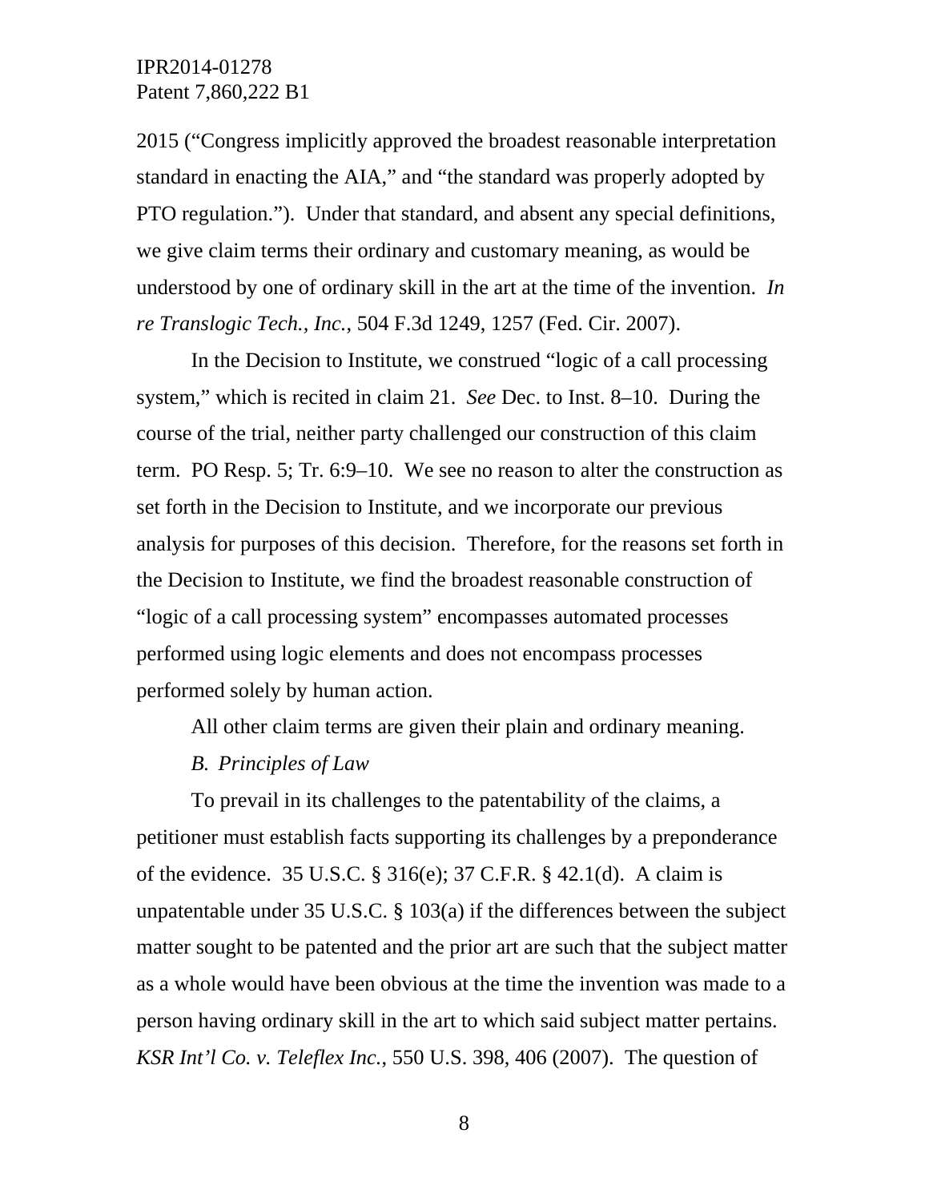2015 ("Congress implicitly approved the broadest reasonable interpretation standard in enacting the AIA," and "the standard was properly adopted by PTO regulation."). Under that standard, and absent any special definitions, we give claim terms their ordinary and customary meaning, as would be understood by one of ordinary skill in the art at the time of the invention. *In re Translogic Tech., Inc.*, 504 F.3d 1249, 1257 (Fed. Cir. 2007).

In the Decision to Institute, we construed "logic of a call processing system," which is recited in claim 21. *See* Dec. to Inst. 8–10. During the course of the trial, neither party challenged our construction of this claim term. PO Resp. 5; Tr. 6:9–10. We see no reason to alter the construction as set forth in the Decision to Institute, and we incorporate our previous analysis for purposes of this decision. Therefore, for the reasons set forth in the Decision to Institute, we find the broadest reasonable construction of "logic of a call processing system" encompasses automated processes performed using logic elements and does not encompass processes performed solely by human action.

All other claim terms are given their plain and ordinary meaning.

### *B. Principles of Law*

To prevail in its challenges to the patentability of the claims, a petitioner must establish facts supporting its challenges by a preponderance of the evidence. 35 U.S.C. § 316(e); 37 C.F.R. § 42.1(d). A claim is unpatentable under 35 U.S.C. § 103(a) if the differences between the subject matter sought to be patented and the prior art are such that the subject matter as a whole would have been obvious at the time the invention was made to a person having ordinary skill in the art to which said subject matter pertains. *KSR Int'l Co. v. Teleflex Inc.*, 550 U.S. 398, 406 (2007). The question of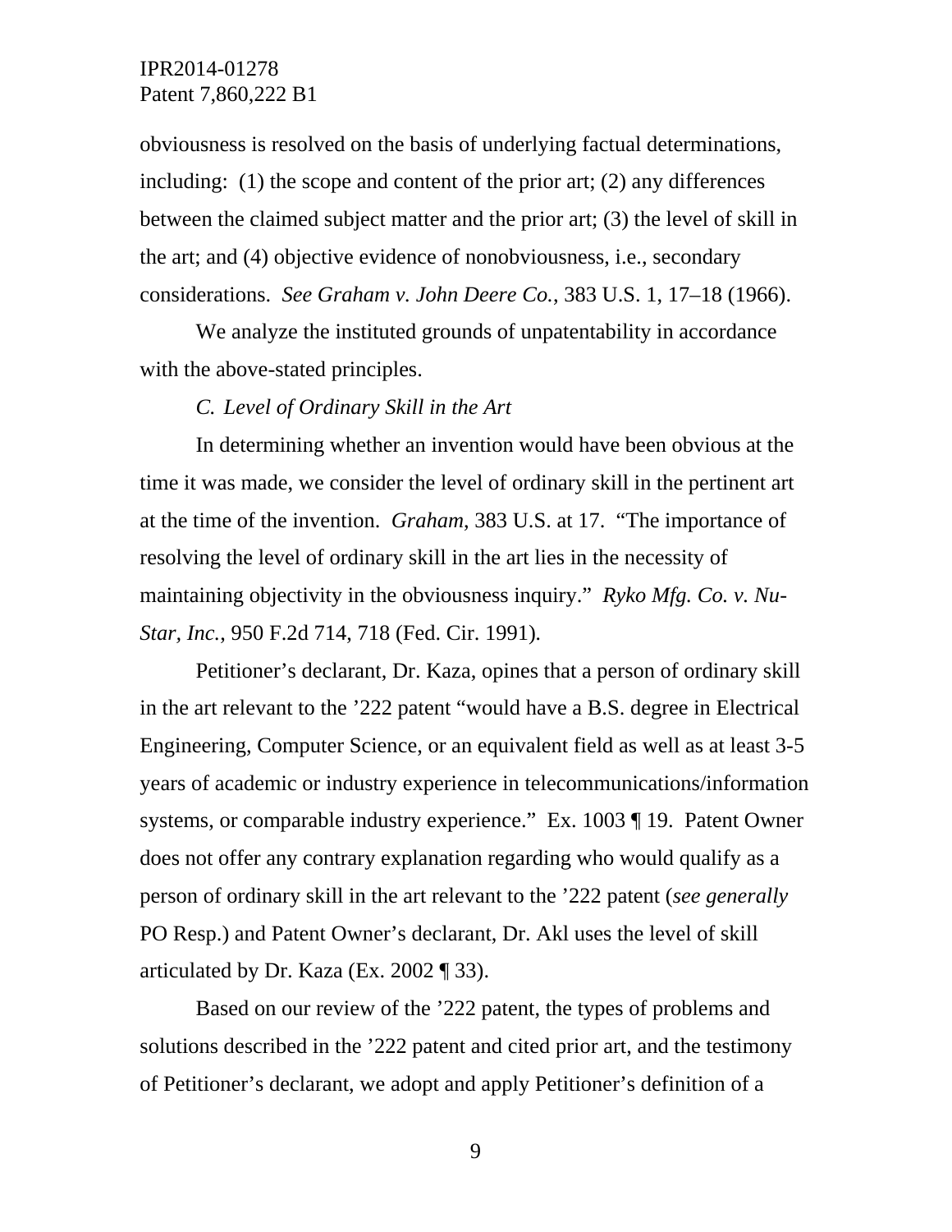obviousness is resolved on the basis of underlying factual determinations, including: (1) the scope and content of the prior art; (2) any differences between the claimed subject matter and the prior art; (3) the level of skill in the art; and (4) objective evidence of nonobviousness, i.e., secondary considerations. *See Graham v. John Deere Co.*, 383 U.S. 1, 17–18 (1966).

We analyze the instituted grounds of unpatentability in accordance with the above-stated principles.

### *C. Level of Ordinary Skill in the Art*

In determining whether an invention would have been obvious at the time it was made, we consider the level of ordinary skill in the pertinent art at the time of the invention. *Graham*, 383 U.S. at 17. "The importance of resolving the level of ordinary skill in the art lies in the necessity of maintaining objectivity in the obviousness inquiry." *Ryko Mfg. Co. v. Nu-Star, Inc.*, 950 F.2d 714, 718 (Fed. Cir. 1991).

Petitioner's declarant, Dr. Kaza, opines that a person of ordinary skill in the art relevant to the '222 patent "would have a B.S. degree in Electrical Engineering, Computer Science, or an equivalent field as well as at least 3-5 years of academic or industry experience in telecommunications/information systems, or comparable industry experience." Ex. 1003 ¶ 19. Patent Owner does not offer any contrary explanation regarding who would qualify as a person of ordinary skill in the art relevant to the '222 patent (*see generally* PO Resp.) and Patent Owner's declarant, Dr. Akl uses the level of skill articulated by Dr. Kaza (Ex. 2002 ¶ 33).

Based on our review of the '222 patent, the types of problems and solutions described in the '222 patent and cited prior art, and the testimony of Petitioner's declarant, we adopt and apply Petitioner's definition of a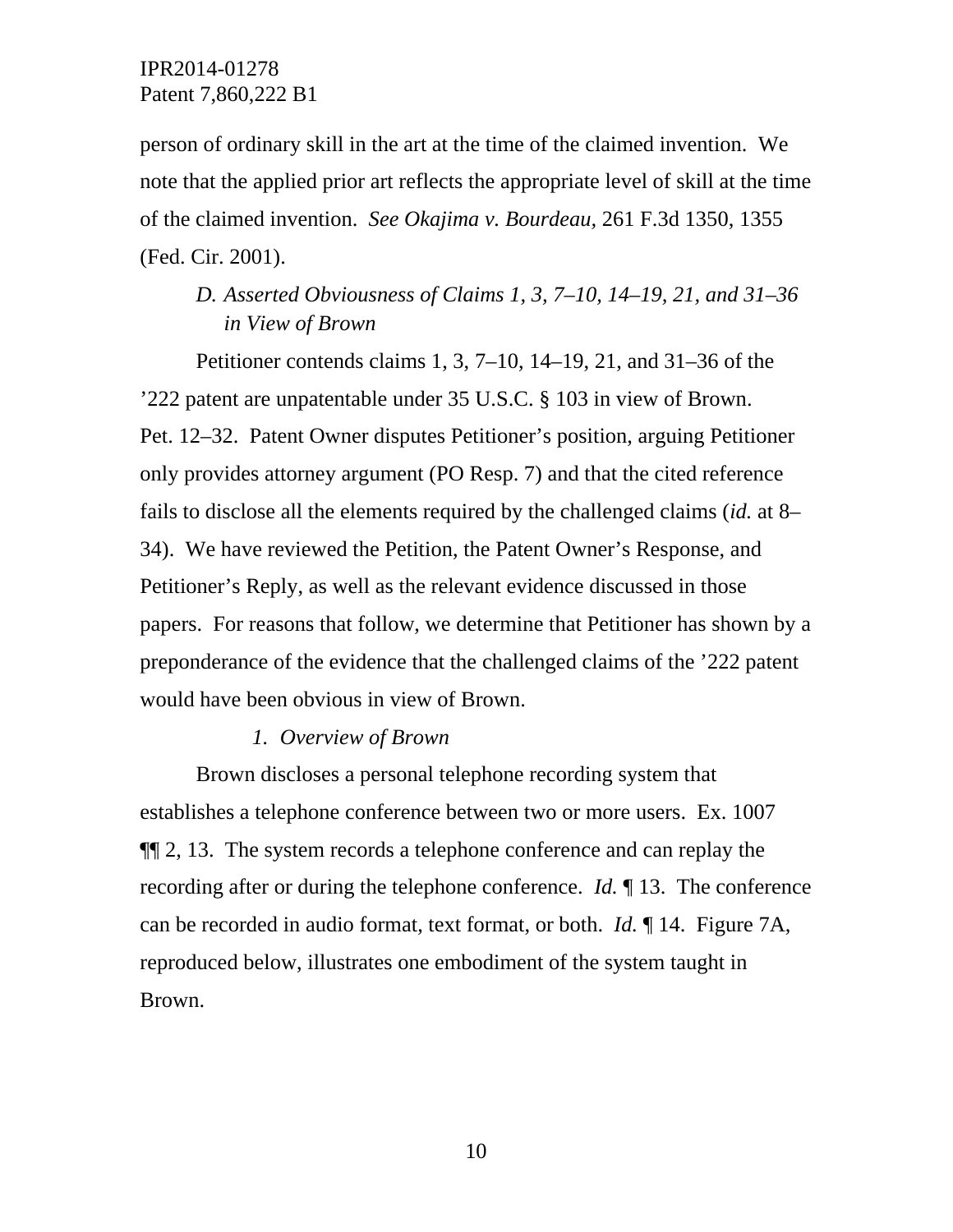person of ordinary skill in the art at the time of the claimed invention. We note that the applied prior art reflects the appropriate level of skill at the time of the claimed invention. *See Okajima v. Bourdeau*, 261 F.3d 1350, 1355 (Fed. Cir. 2001).

### *D. Asserted Obviousness of Claims 1, 3, 7–10, 14–19, 21, and 31–36 in View of Brown*

Petitioner contends claims 1, 3, 7–10, 14–19, 21, and 31–36 of the ’222 patent are unpatentable under 35 U.S.C. § 103 in view of Brown. Pet. 12–32. Patent Owner disputes Petitioner’s position, arguing Petitioner only provides attorney argument (PO Resp. 7) and that the cited reference fails to disclose all the elements required by the challenged claims (*id.* at 8–34). We have reviewed the Petition, the Patent Owner’s Response, and Petitioner’s Reply, as well as the relevant evidence discussed in those papers. For reasons that follow, we determine that Petitioner has shown by a preponderance of the evidence that the challenged claims of the ’222 patent would have been obvious in view of Brown.

#### *1. Overview of Brown*

Brown discloses a personal telephone recording system that establishes a telephone conference between two or more users. Ex. 1007 ¶¶ 2, 13. The system records a telephone conference and can replay the recording after or during the telephone conference. *Id.* ¶ 13. The conference can be recorded in audio format, text format, or both. *Id.* ¶ 14. Figure 7A, reproduced below, illustrates one embodiment of the system taught in Brown.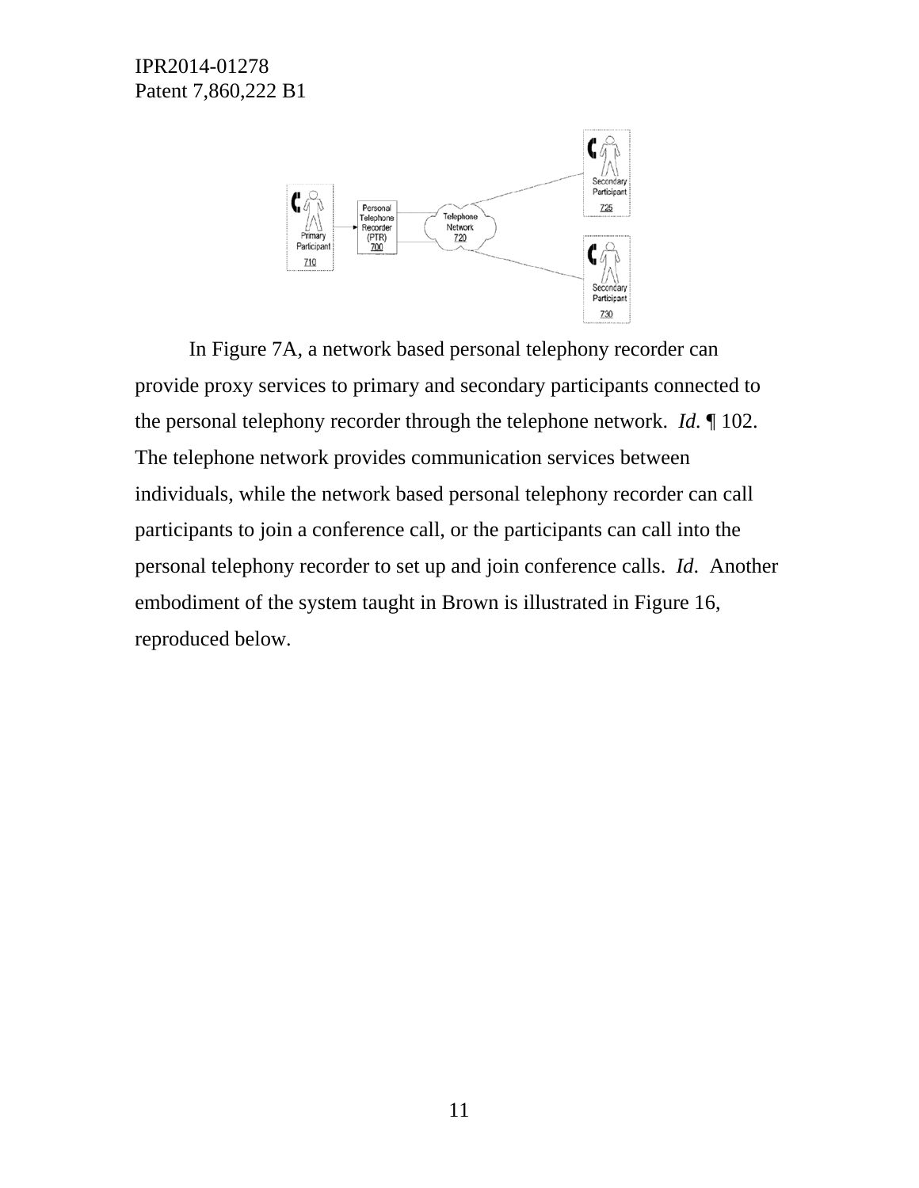In Figure 7A, a network based personal telephony recorder can provide proxy services to primary and secondary participants connected to the personal telephony recorder through the telephone network. *Id.* ¶ 102. The telephone network provides communication services between individuals, while the network based personal telephony recorder can call participants to join a conference call, or the participants can call into the personal telephony recorder to set up and join conference calls. *Id.* Another embodiment of the system taught in Brown is illustrated in Figure 16, reproduced below.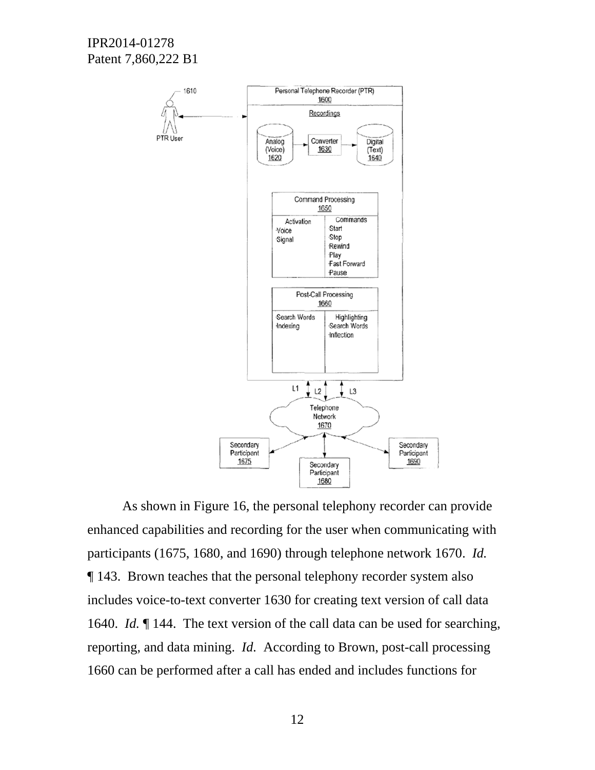As shown in Figure 16, the personal telephony recorder can provide enhanced capabilities and recording for the user when communicating with participants (1675, 1680, and 1690) through telephone network 1670. *Id.* ¶ 143. Brown teaches that the personal telephony recorder system also includes voice-to-text converter 1630 for creating text version of call data 1640. *Id.* ¶ 144. The text version of the call data can be used for searching, reporting, and data mining. *Id.* According to Brown, post-call processing 1660 can be performed after a call has ended and includes functions for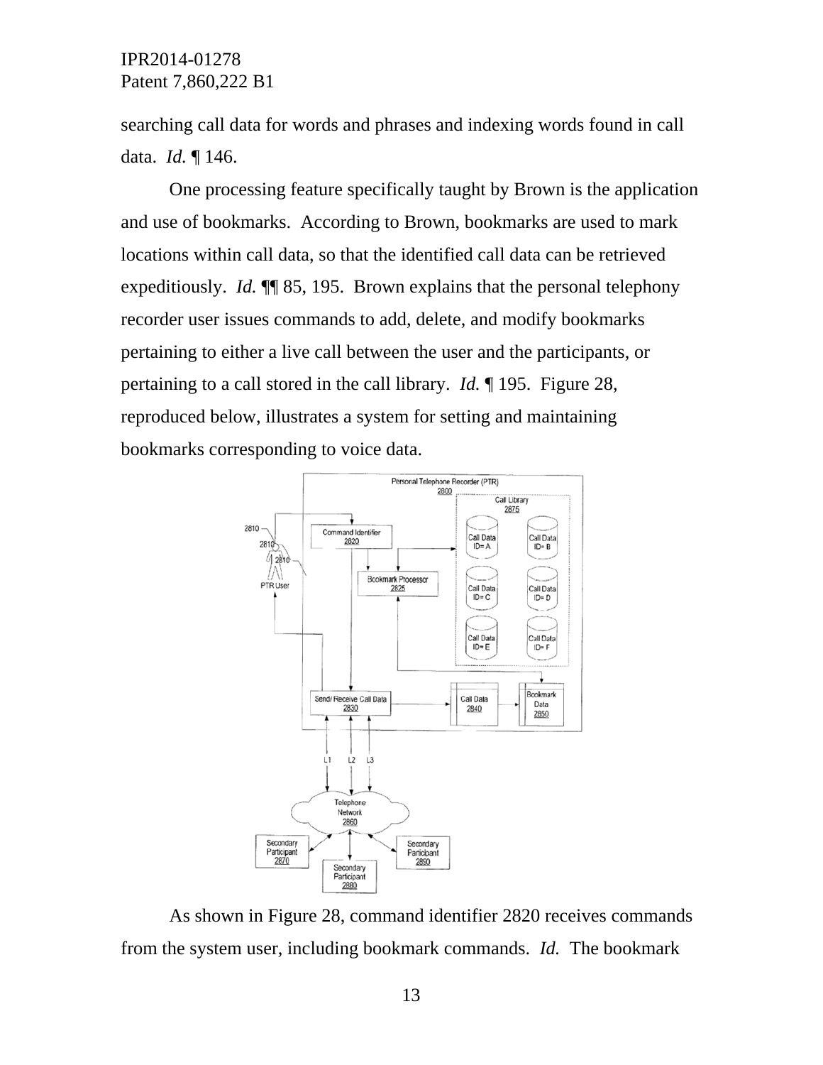searching call data for words and phrases and indexing words found in call data. *Id.* ¶ 146.

One processing feature specifically taught by Brown is the application and use of bookmarks. According to Brown, bookmarks are used to mark locations within call data, so that the identified call data can be retrieved expeditiously. *Id.* ¶¶ 85, 195. Brown explains that the personal telephony recorder user issues commands to add, delete, and modify bookmarks pertaining to either a live call between the user and the participants, or pertaining to a call stored in the call library. *Id.* ¶ 195. Figure 28, reproduced below, illustrates a system for setting and maintaining bookmarks corresponding to voice data.

As shown in Figure 28, command identifier 2820 receives commands from the system user, including bookmark commands. *Id.* The bookmark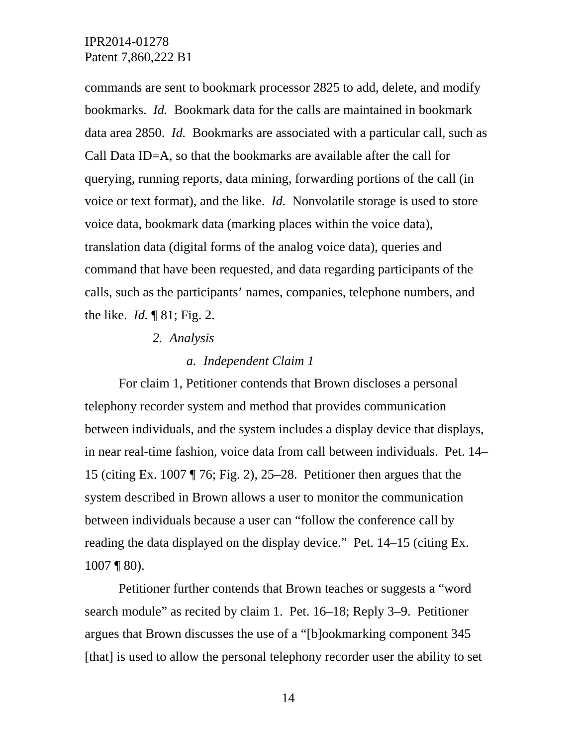commands are sent to bookmark processor 2825 to add, delete, and modify bookmarks. *Id.* Bookmark data for the calls are maintained in bookmark data area 2850. *Id.* Bookmarks are associated with a particular call, such as Call Data ID=A, so that the bookmarks are available after the call for querying, running reports, data mining, forwarding portions of the call (in voice or text format), and the like. *Id.* Nonvolatile storage is used to store voice data, bookmark data (marking places within the voice data), translation data (digital forms of the analog voice data), queries and command that have been requested, and data regarding participants of the calls, such as the participants' names, companies, telephone numbers, and the like. *Id.* ¶ 81; Fig. 2.

### 2. *Analysis*

#### a. *Independent Claim 1*

For claim 1, Petitioner contends that Brown discloses a personal telephony recorder system and method that provides communication between individuals, and the system includes a display device that displays, in near real-time fashion, voice data from call between individuals. Pet. 14–15 (citing Ex. 1007 ¶ 76; Fig. 2), 25–28. Petitioner then argues that the system described in Brown allows a user to monitor the communication between individuals because a user can "follow the conference call by reading the data displayed on the display device." Pet. 14–15 (citing Ex. 1007 ¶ 80).

Petitioner further contends that Brown teaches or suggests a "word search module" as recited by claim 1. Pet. 16–18; Reply 3–9. Petitioner argues that Brown discusses the use of a "[b]ookmarking component 345 [that] is used to allow the personal telephony recorder user the ability to set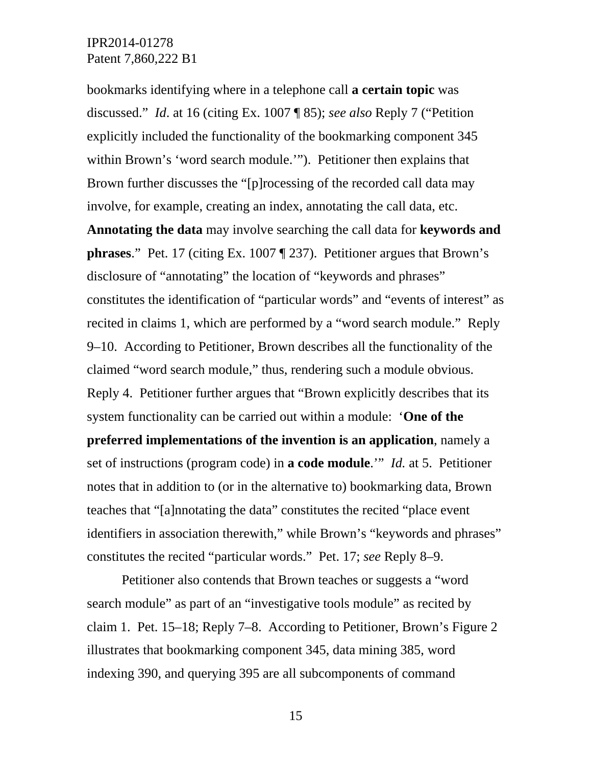bookmarks identifying where in a telephone call **a certain topic** was discussed." *Id*. at 16 (citing Ex. 1007 ¶ 85); *see also* Reply 7 ("Petition explicitly included the functionality of the bookmarking component 345 within Brown's 'word search module.'"). Petitioner then explains that Brown further discusses the "[p]rocessing of the recorded call data may involve, for example, creating an index, annotating the call data, etc. **Annotating the data** may involve searching the call data for **keywords and phrases**." Pet. 17 (citing Ex. 1007 ¶ 237). Petitioner argues that Brown's disclosure of "annotating" the location of "keywords and phrases" constitutes the identification of "particular words" and "events of interest" as recited in claims 1, which are performed by a "word search module." Reply 9–10. According to Petitioner, Brown describes all the functionality of the claimed "word search module," thus, rendering such a module obvious. Reply 4. Petitioner further argues that "Brown explicitly describes that its system functionality can be carried out within a module: '**One of the preferred implementations of the invention is an application**, namely a set of instructions (program code) in **a code module**.'" *Id.* at 5. Petitioner notes that in addition to (or in the alternative to) bookmarking data, Brown teaches that "[a]nnotating the data" constitutes the recited "place event identifiers in association therewith," while Brown's "keywords and phrases" constitutes the recited "particular words." Pet. 17; *see* Reply 8–9.

Petitioner also contends that Brown teaches or suggests a "word search module" as part of an "investigative tools module" as recited by claim 1. Pet. 15–18; Reply 7–8. According to Petitioner, Brown's Figure 2 illustrates that bookmarking component 345, data mining 385, word indexing 390, and querying 395 are all subcomponents of command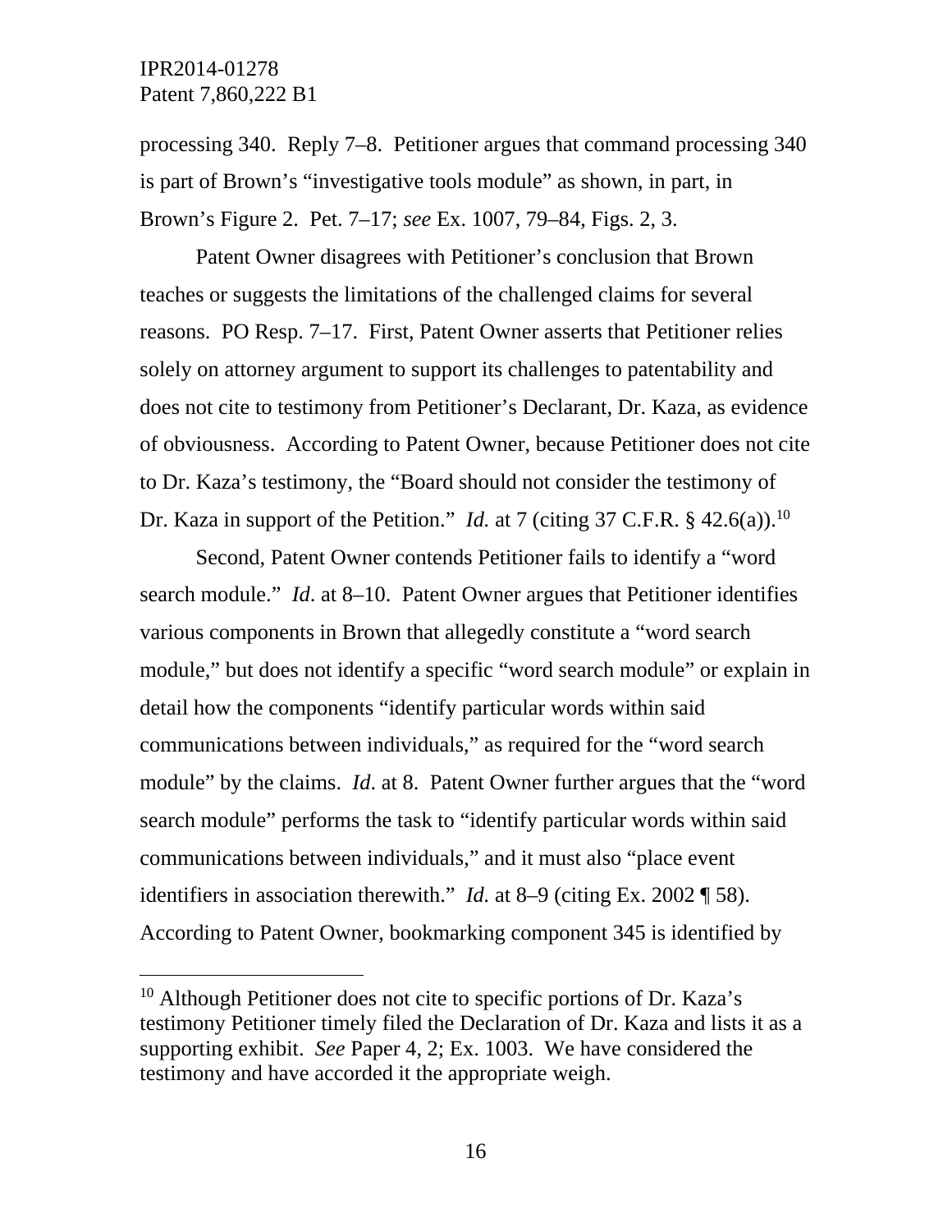processing 340. Reply 7–8. Petitioner argues that command processing 340 is part of Brown's "investigative tools module" as shown, in part, in Brown's Figure 2. Pet. 7–17; *see* Ex. 1007, 79–84, Figs. 2, 3.

Patent Owner disagrees with Petitioner's conclusion that Brown teaches or suggests the limitations of the challenged claims for several reasons. PO Resp. 7–17. First, Patent Owner asserts that Petitioner relies solely on attorney argument to support its challenges to patentability and does not cite to testimony from Petitioner's Declarant, Dr. Kaza, as evidence of obviousness. According to Patent Owner, because Petitioner does not cite to Dr. Kaza's testimony, the "Board should not consider the testimony of Dr. Kaza in support of the Petition." *Id.* at 7 (citing 37 C.F.R. § 42.6(a)).[10]

Second, Patent Owner contends Petitioner fails to identify a "word search module." *Id*. at 8–10. Patent Owner argues that Petitioner identifies various components in Brown that allegedly constitute a "word search module," but does not identify a specific "word search module" or explain in detail how the components "identify particular words within said communications between individuals," as required for the "word search module" by the claims. *Id*. at 8. Patent Owner further argues that the "word search module" performs the task to "identify particular words within said communications between individuals," and it must also "place event identifiers in association therewith." *Id.* at 8–9 (citing Ex. 2002 ¶ 58). According to Patent Owner, bookmarking component 345 is identified by

---

[10] Although Petitioner does not cite to specific portions of Dr. Kaza's testimony Petitioner timely filed the Declaration of Dr. Kaza and lists it as a supporting exhibit. *See* Paper 4, 2; Ex. 1003. We have considered the testimony and have accorded it the appropriate weigh.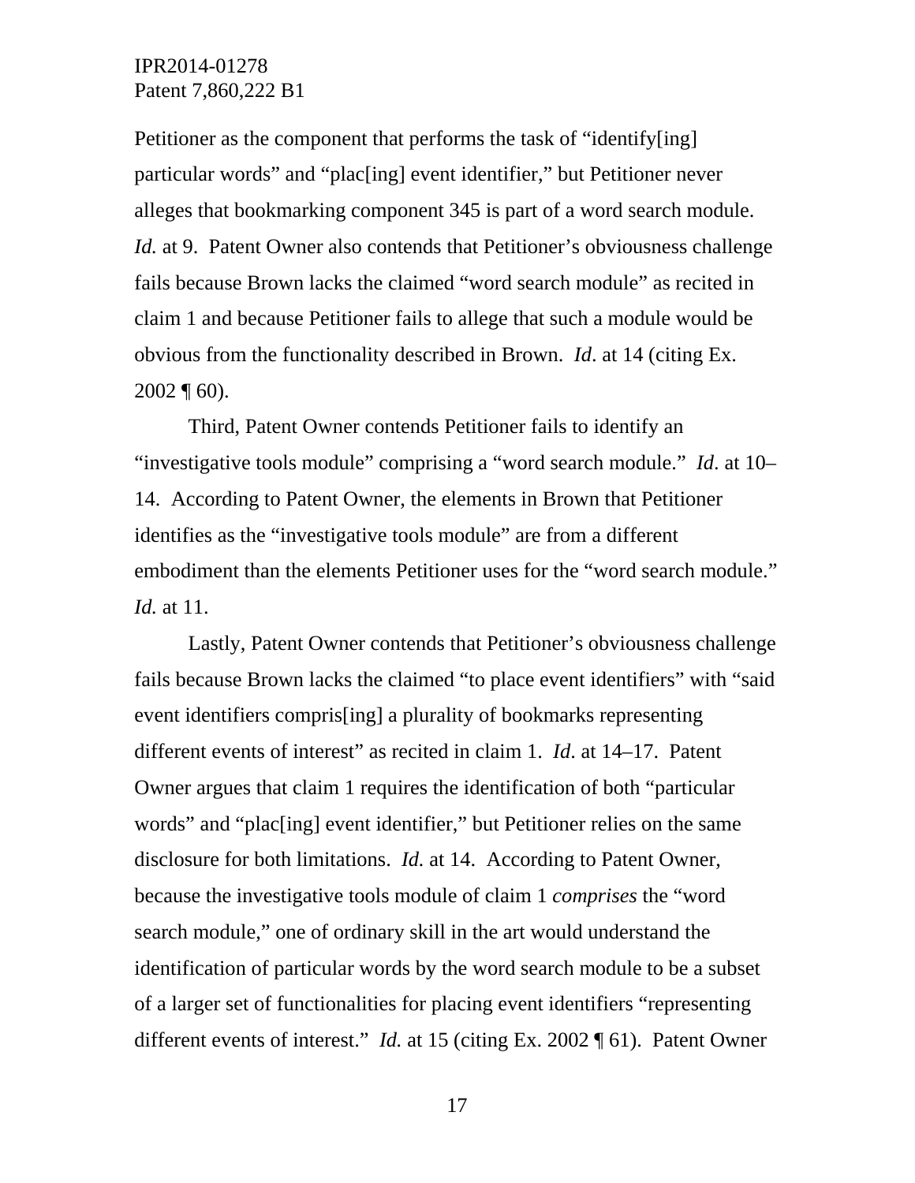Petitioner as the component that performs the task of "identify[ing] particular words" and "plac[ing] event identifier," but Petitioner never alleges that bookmarking component 345 is part of a word search module. *Id.* at 9. Patent Owner also contends that Petitioner's obviousness challenge fails because Brown lacks the claimed "word search module" as recited in claim 1 and because Petitioner fails to allege that such a module would be obvious from the functionality described in Brown. *Id*. at 14 (citing Ex. 2002 ¶ 60).

Third, Patent Owner contends Petitioner fails to identify an "investigative tools module" comprising a "word search module." *Id*. at 10–14. According to Patent Owner, the elements in Brown that Petitioner identifies as the "investigative tools module" are from a different embodiment than the elements Petitioner uses for the "word search module." *Id.* at 11.

Lastly, Patent Owner contends that Petitioner's obviousness challenge fails because Brown lacks the claimed "to place event identifiers" with "said event identifiers compris[ing] a plurality of bookmarks representing different events of interest" as recited in claim 1. *Id*. at 14–17. Patent Owner argues that claim 1 requires the identification of both "particular words" and "plac[ing] event identifier," but Petitioner relies on the same disclosure for both limitations. *Id.* at 14. According to Patent Owner, because the investigative tools module of claim 1 *comprises* the "word search module," one of ordinary skill in the art would understand the identification of particular words by the word search module to be a subset of a larger set of functionalities for placing event identifiers "representing different events of interest." *Id.* at 15 (citing Ex. 2002 ¶ 61). Patent Owner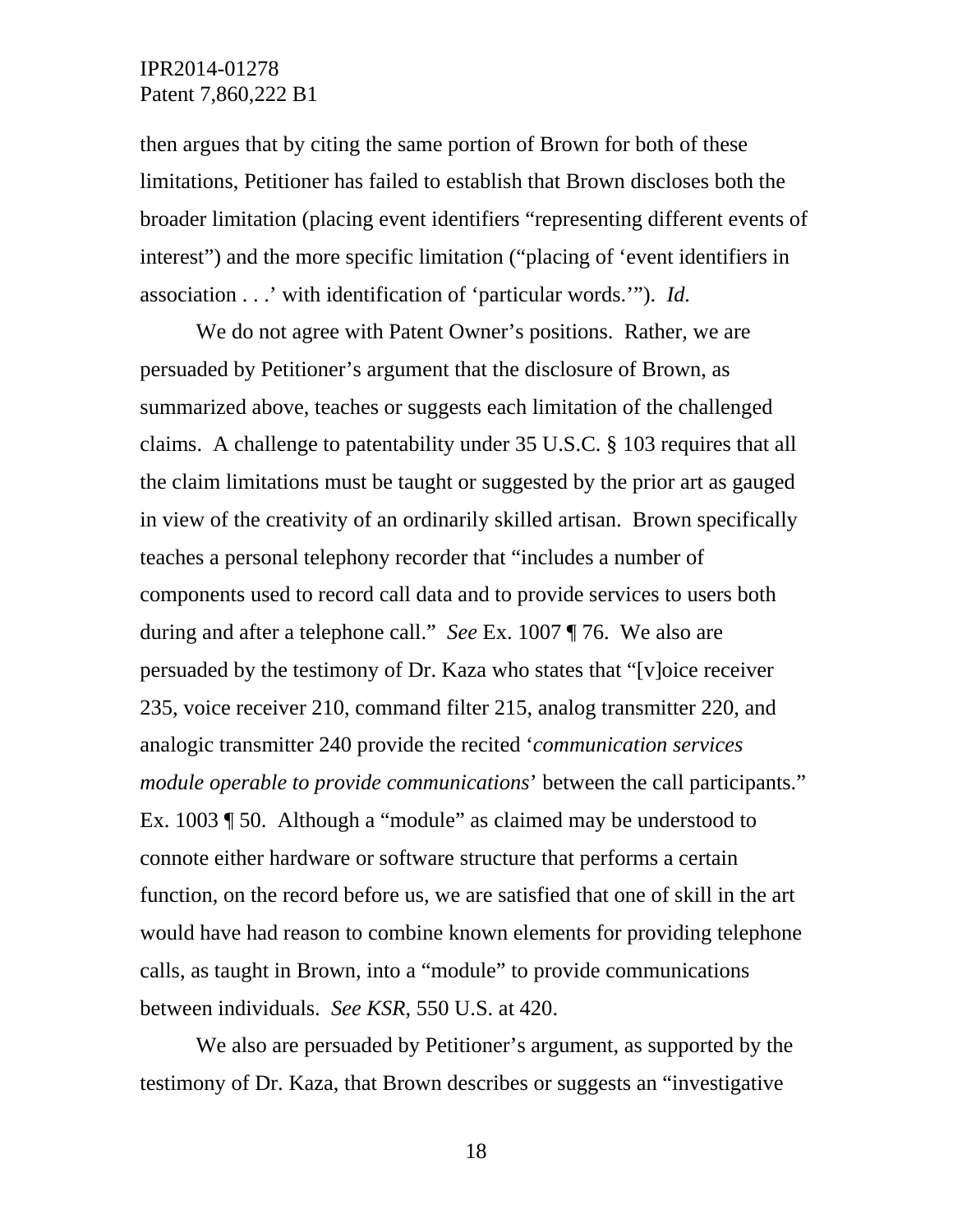then argues that by citing the same portion of Brown for both of these limitations, Petitioner has failed to establish that Brown discloses both the broader limitation (placing event identifiers "representing different events of interest") and the more specific limitation ("placing of 'event identifiers in association . . .' with identification of 'particular words.'"). *Id.*

We do not agree with Patent Owner's positions. Rather, we are persuaded by Petitioner's argument that the disclosure of Brown, as summarized above, teaches or suggests each limitation of the challenged claims. A challenge to patentability under 35 U.S.C. § 103 requires that all the claim limitations must be taught or suggested by the prior art as gauged in view of the creativity of an ordinarily skilled artisan. Brown specifically teaches a personal telephony recorder that "includes a number of components used to record call data and to provide services to users both during and after a telephone call." *See* Ex. 1007 ¶ 76. We also are persuaded by the testimony of Dr. Kaza who states that "[v]oice receiver 235, voice receiver 210, command filter 215, analog transmitter 220, and analogic transmitter 240 provide the recited '*communication services module operable to provide communications*' between the call participants." Ex. 1003 ¶ 50. Although a "module" as claimed may be understood to connote either hardware or software structure that performs a certain function, on the record before us, we are satisfied that one of skill in the art would have had reason to combine known elements for providing telephone calls, as taught in Brown, into a "module" to provide communications between individuals. *See KSR*, 550 U.S. at 420.

We also are persuaded by Petitioner's argument, as supported by the testimony of Dr. Kaza, that Brown describes or suggests an "investigative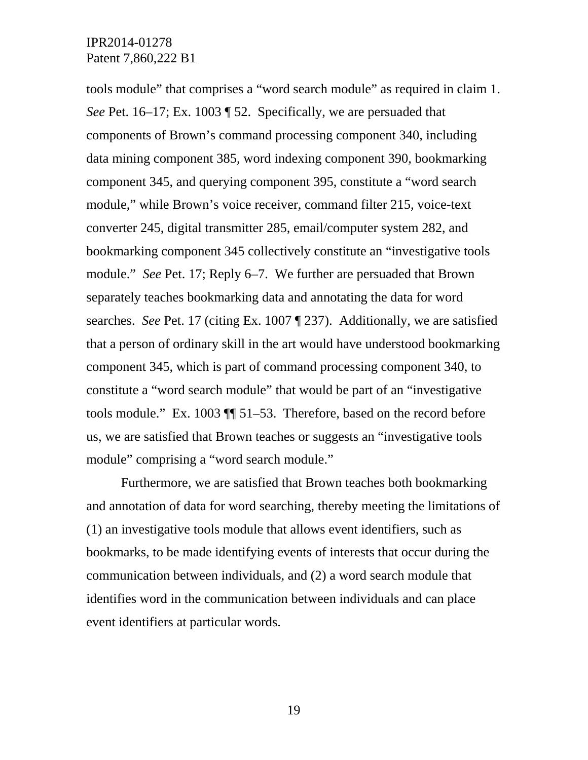tools module" that comprises a "word search module" as required in claim 1. *See* Pet. 16–17; Ex. 1003 ¶ 52. Specifically, we are persuaded that components of Brown's command processing component 340, including data mining component 385, word indexing component 390, bookmarking component 345, and querying component 395, constitute a "word search module," while Brown's voice receiver, command filter 215, voice-text converter 245, digital transmitter 285, email/computer system 282, and bookmarking component 345 collectively constitute an "investigative tools module." *See* Pet. 17; Reply 6–7. We further are persuaded that Brown separately teaches bookmarking data and annotating the data for word searches. *See* Pet. 17 (citing Ex. 1007 ¶ 237). Additionally, we are satisfied that a person of ordinary skill in the art would have understood bookmarking component 345, which is part of command processing component 340, to constitute a "word search module" that would be part of an "investigative tools module." Ex. 1003 ¶¶ 51–53. Therefore, based on the record before us, we are satisfied that Brown teaches or suggests an "investigative tools module" comprising a "word search module."

Furthermore, we are satisfied that Brown teaches both bookmarking and annotation of data for word searching, thereby meeting the limitations of (1) an investigative tools module that allows event identifiers, such as bookmarks, to be made identifying events of interests that occur during the communication between individuals, and (2) a word search module that identifies word in the communication between individuals and can place event identifiers at particular words.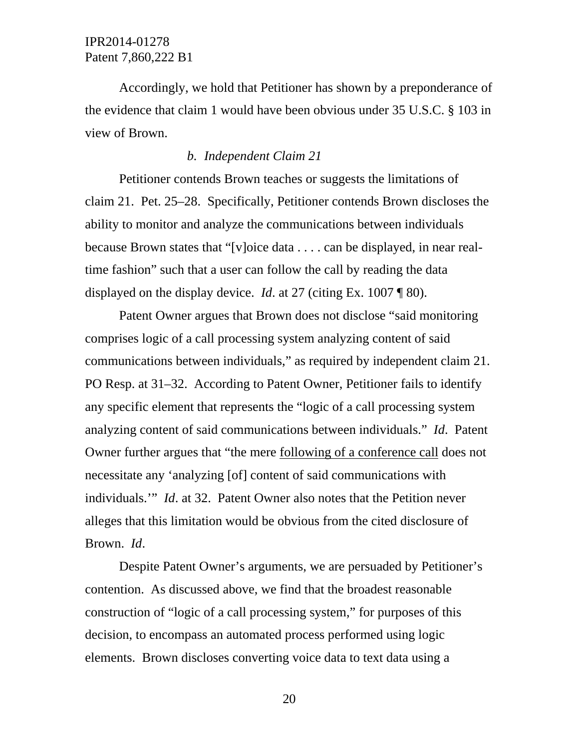Accordingly, we hold that Petitioner has shown by a preponderance of the evidence that claim 1 would have been obvious under 35 U.S.C. § 103 in view of Brown.

*b. Independent Claim 21*

Petitioner contends Brown teaches or suggests the limitations of claim 21. Pet. 25–28. Specifically, Petitioner contends Brown discloses the ability to monitor and analyze the communications between individuals because Brown states that "[v]oice data . . . . can be displayed, in near real-time fashion" such that a user can follow the call by reading the data displayed on the display device. *Id*. at 27 (citing Ex. 1007 ¶ 80).

Patent Owner argues that Brown does not disclose "said monitoring comprises logic of a call processing system analyzing content of said communications between individuals," as required by independent claim 21. PO Resp. at 31–32. According to Patent Owner, Petitioner fails to identify any specific element that represents the "logic of a call processing system analyzing content of said communications between individuals." *Id*. Patent Owner further argues that "the mere <u>following of a conference call</u> does not necessitate any 'analyzing [of] content of said communications with individuals.'" *Id*. at 32. Patent Owner also notes that the Petition never alleges that this limitation would be obvious from the cited disclosure of Brown. *Id*.

Despite Patent Owner's arguments, we are persuaded by Petitioner's contention. As discussed above, we find that the broadest reasonable construction of "logic of a call processing system," for purposes of this decision, to encompass an automated process performed using logic elements. Brown discloses converting voice data to text data using a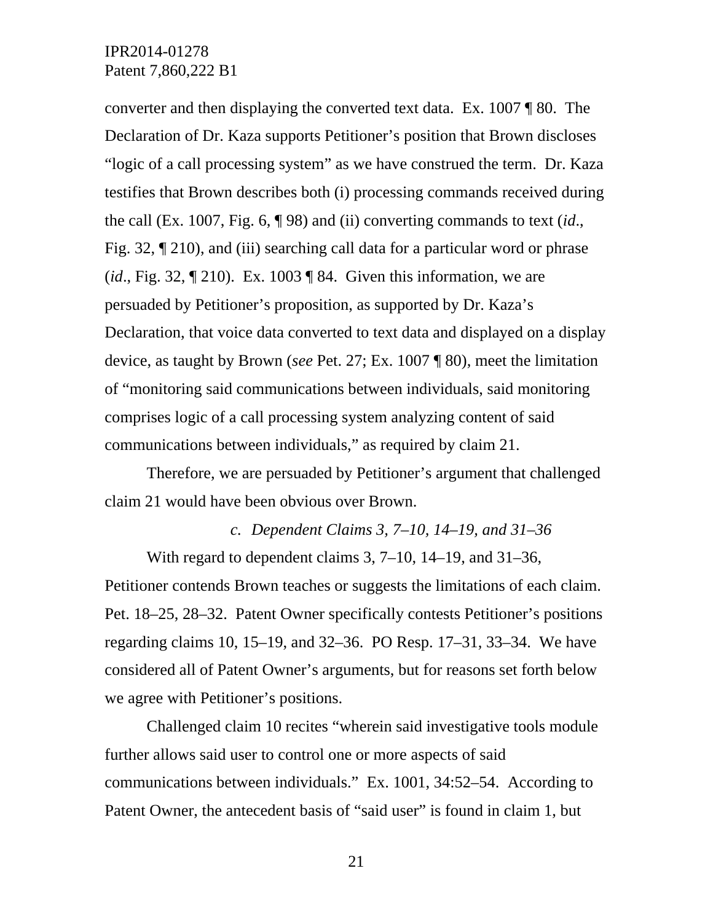converter and then displaying the converted text data. Ex. 1007 ¶ 80. The Declaration of Dr. Kaza supports Petitioner's position that Brown discloses "logic of a call processing system" as we have construed the term. Dr. Kaza testifies that Brown describes both (i) processing commands received during the call (Ex. 1007, Fig. 6, ¶ 98) and (ii) converting commands to text (*id*., Fig. 32, ¶ 210), and (iii) searching call data for a particular word or phrase (*id*., Fig. 32, ¶ 210). Ex. 1003 ¶ 84. Given this information, we are persuaded by Petitioner's proposition, as supported by Dr. Kaza's Declaration, that voice data converted to text data and displayed on a display device, as taught by Brown (*see* Pet. 27; Ex. 1007 ¶ 80), meet the limitation of "monitoring said communications between individuals, said monitoring comprises logic of a call processing system analyzing content of said communications between individuals," as required by claim 21.

Therefore, we are persuaded by Petitioner's argument that challenged claim 21 would have been obvious over Brown.

*c. Dependent Claims 3, 7–10, 14–19, and 31–36*

With regard to dependent claims 3, 7–10, 14–19, and 31–36, Petitioner contends Brown teaches or suggests the limitations of each claim. Pet. 18–25, 28–32. Patent Owner specifically contests Petitioner's positions regarding claims 10, 15–19, and 32–36. PO Resp. 17–31, 33–34. We have considered all of Patent Owner's arguments, but for reasons set forth below we agree with Petitioner's positions.

Challenged claim 10 recites "wherein said investigative tools module further allows said user to control one or more aspects of said communications between individuals." Ex. 1001, 34:52–54. According to Patent Owner, the antecedent basis of "said user" is found in claim 1, but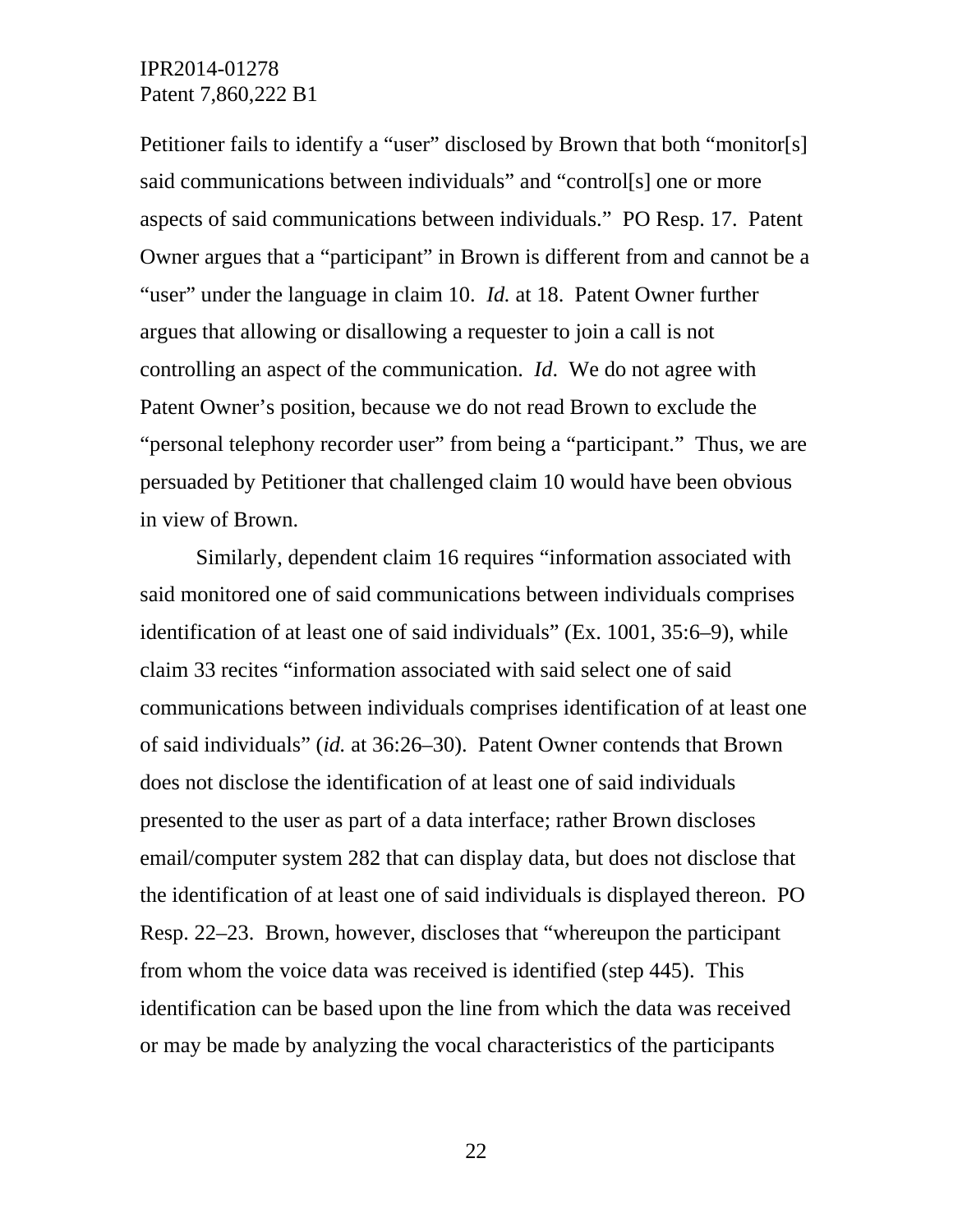Petitioner fails to identify a "user" disclosed by Brown that both "monitor[s] said communications between individuals" and "control[s] one or more aspects of said communications between individuals." PO Resp. 17. Patent Owner argues that a "participant" in Brown is different from and cannot be a "user" under the language in claim 10. *Id.* at 18. Patent Owner further argues that allowing or disallowing a requester to join a call is not controlling an aspect of the communication. *Id*. We do not agree with Patent Owner's position, because we do not read Brown to exclude the "personal telephony recorder user" from being a "participant." Thus, we are persuaded by Petitioner that challenged claim 10 would have been obvious in view of Brown.

Similarly, dependent claim 16 requires "information associated with said monitored one of said communications between individuals comprises identification of at least one of said individuals" (Ex. 1001, 35:6–9), while claim 33 recites "information associated with said select one of said communications between individuals comprises identification of at least one of said individuals" (*id.* at 36:26–30). Patent Owner contends that Brown does not disclose the identification of at least one of said individuals presented to the user as part of a data interface; rather Brown discloses email/computer system 282 that can display data, but does not disclose that the identification of at least one of said individuals is displayed thereon. PO Resp. 22–23. Brown, however, discloses that "whereupon the participant from whom the voice data was received is identified (step 445). This identification can be based upon the line from which the data was received or may be made by analyzing the vocal characteristics of the participants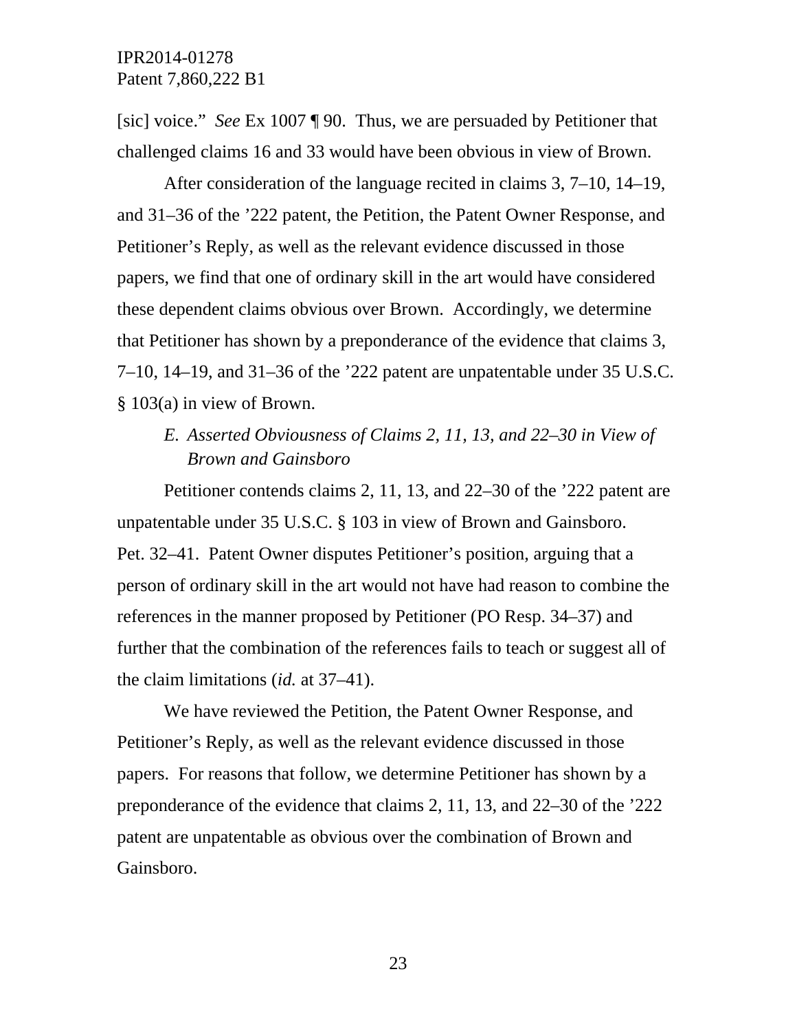[sic] voice." *See* Ex 1007 ¶ 90. Thus, we are persuaded by Petitioner that challenged claims 16 and 33 would have been obvious in view of Brown.

After consideration of the language recited in claims 3, 7–10, 14–19, and 31–36 of the '222 patent, the Petition, the Patent Owner Response, and Petitioner's Reply, as well as the relevant evidence discussed in those papers, we find that one of ordinary skill in the art would have considered these dependent claims obvious over Brown. Accordingly, we determine that Petitioner has shown by a preponderance of the evidence that claims 3, 7–10, 14–19, and 31–36 of the '222 patent are unpatentable under 35 U.S.C. § 103(a) in view of Brown.

### *E. Asserted Obviousness of Claims 2, 11, 13, and 22–30 in View of Brown and Gainsboro*

Petitioner contends claims 2, 11, 13, and 22–30 of the '222 patent are unpatentable under 35 U.S.C. § 103 in view of Brown and Gainsboro. Pet. 32–41. Patent Owner disputes Petitioner's position, arguing that a person of ordinary skill in the art would not have had reason to combine the references in the manner proposed by Petitioner (PO Resp. 34–37) and further that the combination of the references fails to teach or suggest all of the claim limitations (*id.* at 37–41).

We have reviewed the Petition, the Patent Owner Response, and Petitioner's Reply, as well as the relevant evidence discussed in those papers. For reasons that follow, we determine Petitioner has shown by a preponderance of the evidence that claims 2, 11, 13, and 22–30 of the '222 patent are unpatentable as obvious over the combination of Brown and Gainsboro.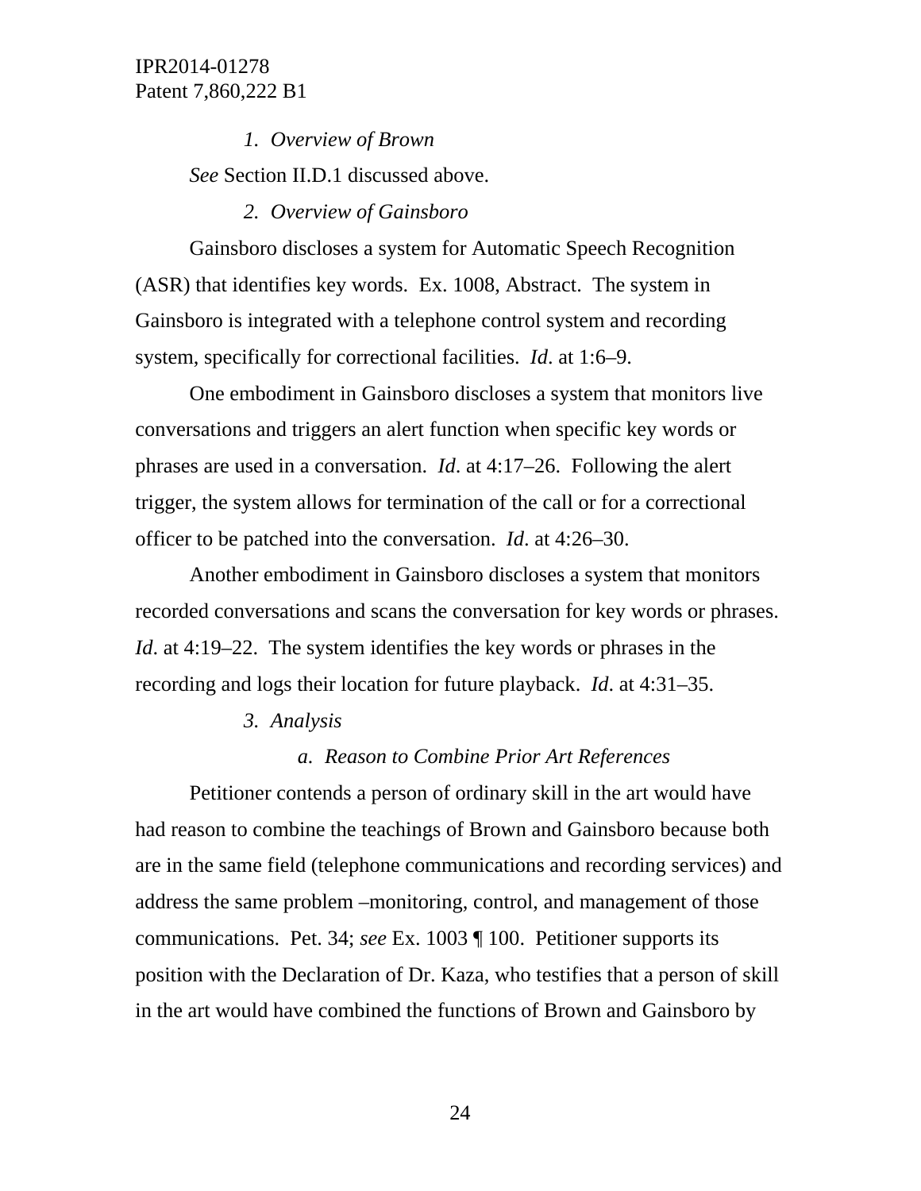#### *1. Overview of Brown*

*See* Section II.D.1 discussed above.

#### *2. Overview of Gainsboro*

Gainsboro discloses a system for Automatic Speech Recognition (ASR) that identifies key words. Ex. 1008, Abstract. The system in Gainsboro is integrated with a telephone control system and recording system, specifically for correctional facilities. *Id*. at 1:6–9.

One embodiment in Gainsboro discloses a system that monitors live conversations and triggers an alert function when specific key words or phrases are used in a conversation. *Id*. at 4:17–26. Following the alert trigger, the system allows for termination of the call or for a correctional officer to be patched into the conversation. *Id*. at 4:26–30.

Another embodiment in Gainsboro discloses a system that monitors recorded conversations and scans the conversation for key words or phrases. *Id*. at 4:19–22. The system identifies the key words or phrases in the recording and logs their location for future playback. *Id*. at 4:31–35.

#### *3. Analysis*

##### *a. Reason to Combine Prior Art References*

Petitioner contends a person of ordinary skill in the art would have had reason to combine the teachings of Brown and Gainsboro because both are in the same field (telephone communications and recording services) and address the same problem –monitoring, control, and management of those communications. Pet. 34; *see* Ex. 1003 ¶ 100. Petitioner supports its position with the Declaration of Dr. Kaza, who testifies that a person of skill in the art would have combined the functions of Brown and Gainsboro by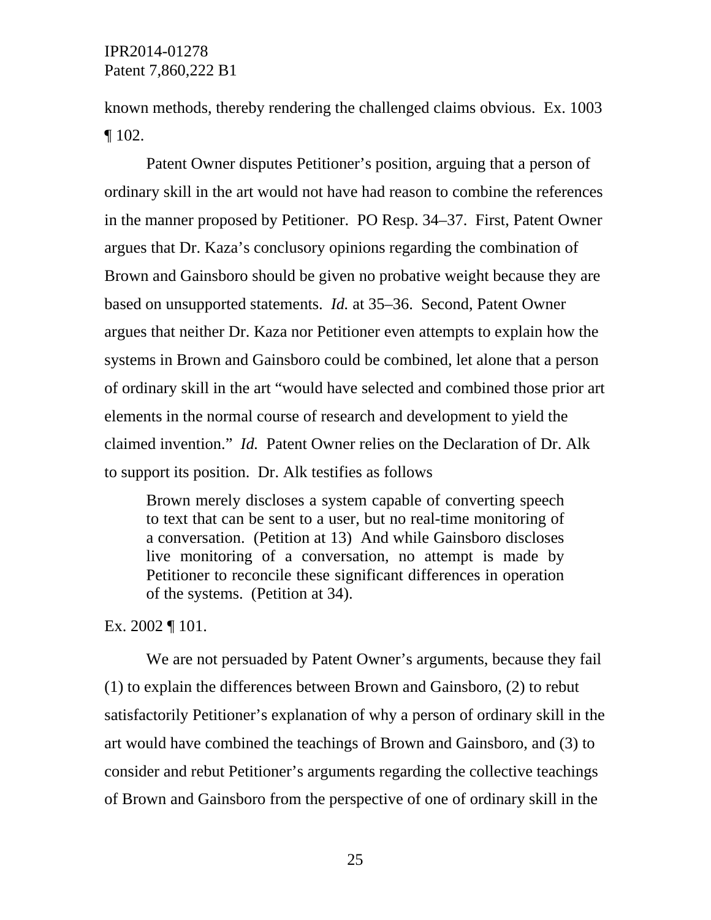known methods, thereby rendering the challenged claims obvious. Ex. 1003 ¶ 102.

Patent Owner disputes Petitioner's position, arguing that a person of ordinary skill in the art would not have had reason to combine the references in the manner proposed by Petitioner. PO Resp. 34–37. First, Patent Owner argues that Dr. Kaza's conclusory opinions regarding the combination of Brown and Gainsboro should be given no probative weight because they are based on unsupported statements. *Id.* at 35–36. Second, Patent Owner argues that neither Dr. Kaza nor Petitioner even attempts to explain how the systems in Brown and Gainsboro could be combined, let alone that a person of ordinary skill in the art "would have selected and combined those prior art elements in the normal course of research and development to yield the claimed invention." *Id.* Patent Owner relies on the Declaration of Dr. Alk to support its position. Dr. Alk testifies as follows

> Brown merely discloses a system capable of converting speech to text that can be sent to a user, but no real-time monitoring of a conversation. (Petition at 13) And while Gainsboro discloses live monitoring of a conversation, no attempt is made by Petitioner to reconcile these significant differences in operation of the systems. (Petition at 34).

Ex. 2002 ¶ 101.

We are not persuaded by Patent Owner's arguments, because they fail (1) to explain the differences between Brown and Gainsboro, (2) to rebut satisfactorily Petitioner's explanation of why a person of ordinary skill in the art would have combined the teachings of Brown and Gainsboro, and (3) to consider and rebut Petitioner's arguments regarding the collective teachings of Brown and Gainsboro from the perspective of one of ordinary skill in the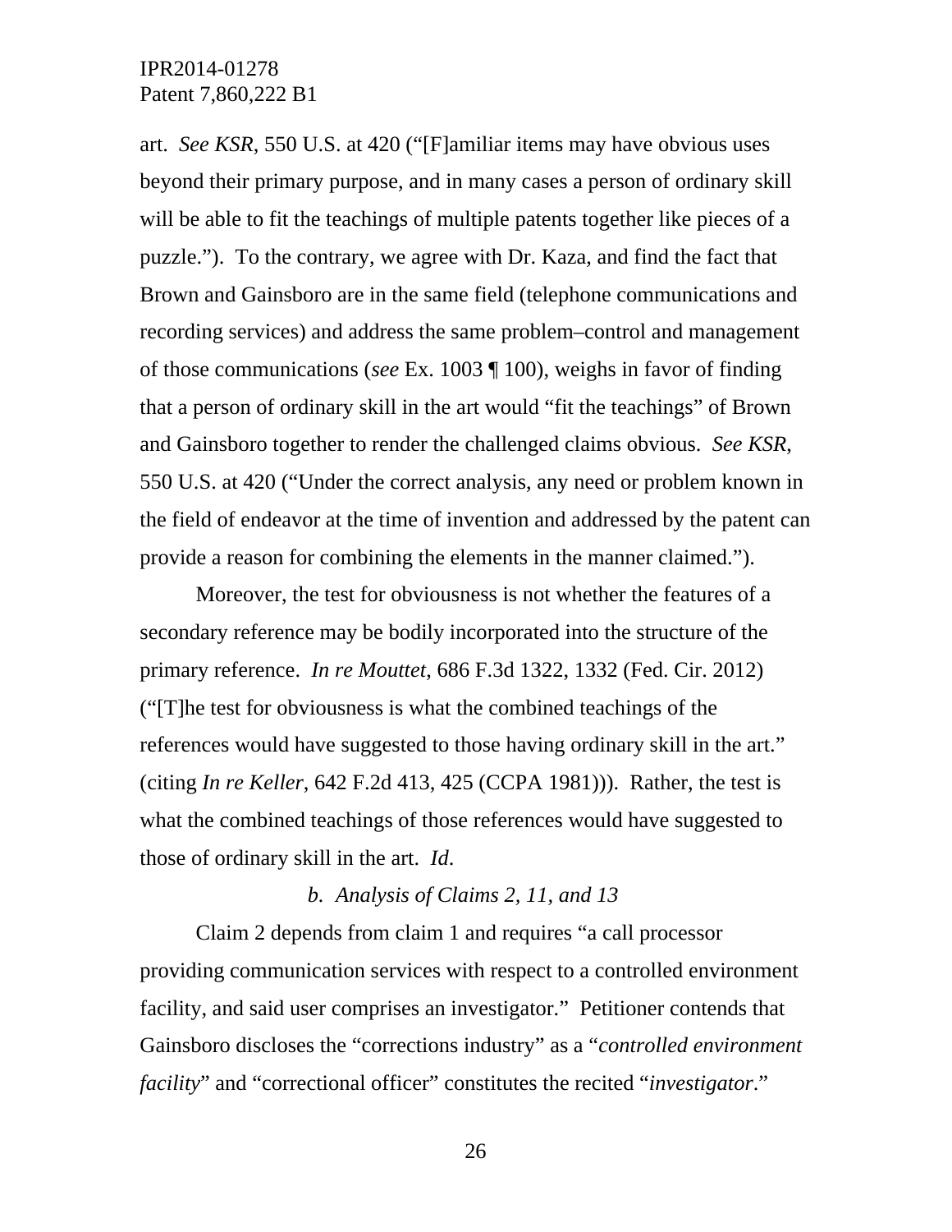art. *See KSR*, 550 U.S. at 420 ("[F]amiliar items may have obvious uses beyond their primary purpose, and in many cases a person of ordinary skill will be able to fit the teachings of multiple patents together like pieces of a puzzle."). To the contrary, we agree with Dr. Kaza, and find the fact that Brown and Gainsboro are in the same field (telephone communications and recording services) and address the same problem–control and management of those communications (*see* Ex. 1003 ¶ 100), weighs in favor of finding that a person of ordinary skill in the art would "fit the teachings" of Brown and Gainsboro together to render the challenged claims obvious. *See KSR*, 550 U.S. at 420 ("Under the correct analysis, any need or problem known in the field of endeavor at the time of invention and addressed by the patent can provide a reason for combining the elements in the manner claimed.").

Moreover, the test for obviousness is not whether the features of a secondary reference may be bodily incorporated into the structure of the primary reference. *In re Mouttet*, 686 F.3d 1322, 1332 (Fed. Cir. 2012) ("[T]he test for obviousness is what the combined teachings of the references would have suggested to those having ordinary skill in the art." (citing *In re Keller*, 642 F.2d 413, 425 (CCPA 1981))). Rather, the test is what the combined teachings of those references would have suggested to those of ordinary skill in the art. *Id*.

### *b. Analysis of Claims 2, 11, and 13*

Claim 2 depends from claim 1 and requires "a call processor providing communication services with respect to a controlled environment facility, and said user comprises an investigator." Petitioner contends that Gainsboro discloses the "corrections industry" as a "*controlled environment facility*" and "correctional officer" constitutes the recited "*investigator*."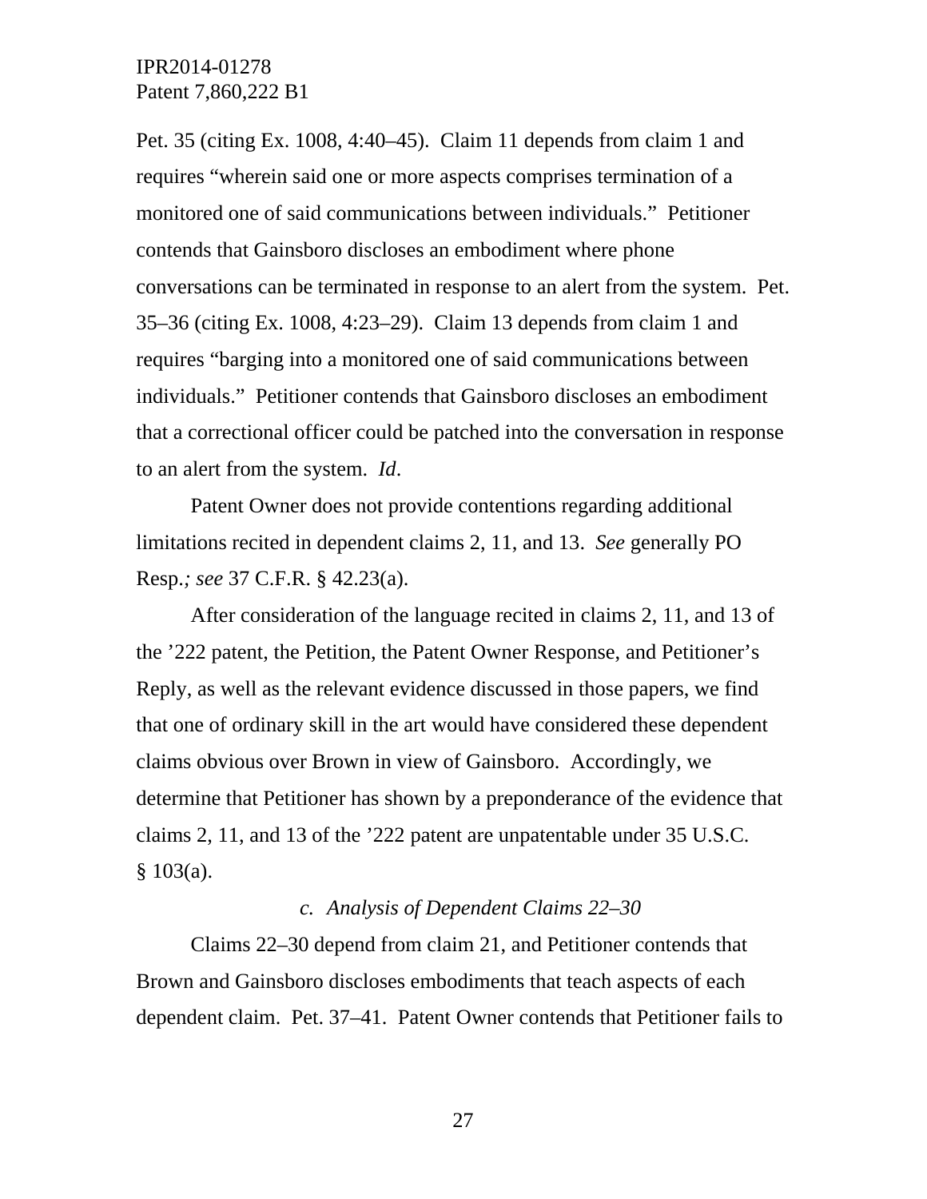Pet. 35 (citing Ex. 1008, 4:40–45). Claim 11 depends from claim 1 and requires "wherein said one or more aspects comprises termination of a monitored one of said communications between individuals." Petitioner contends that Gainsboro discloses an embodiment where phone conversations can be terminated in response to an alert from the system. Pet. 35–36 (citing Ex. 1008, 4:23–29). Claim 13 depends from claim 1 and requires "barging into a monitored one of said communications between individuals." Petitioner contends that Gainsboro discloses an embodiment that a correctional officer could be patched into the conversation in response to an alert from the system. *Id*.

Patent Owner does not provide contentions regarding additional limitations recited in dependent claims 2, 11, and 13. *See* generally PO Resp.*; see* 37 C.F.R. § 42.23(a).

After consideration of the language recited in claims 2, 11, and 13 of the '222 patent, the Petition, the Patent Owner Response, and Petitioner's Reply, as well as the relevant evidence discussed in those papers, we find that one of ordinary skill in the art would have considered these dependent claims obvious over Brown in view of Gainsboro. Accordingly, we determine that Petitioner has shown by a preponderance of the evidence that claims 2, 11, and 13 of the '222 patent are unpatentable under 35 U.S.C. § 103(a).

*c. Analysis of Dependent Claims 22–30*

Claims 22–30 depend from claim 21, and Petitioner contends that Brown and Gainsboro discloses embodiments that teach aspects of each dependent claim. Pet. 37–41. Patent Owner contends that Petitioner fails to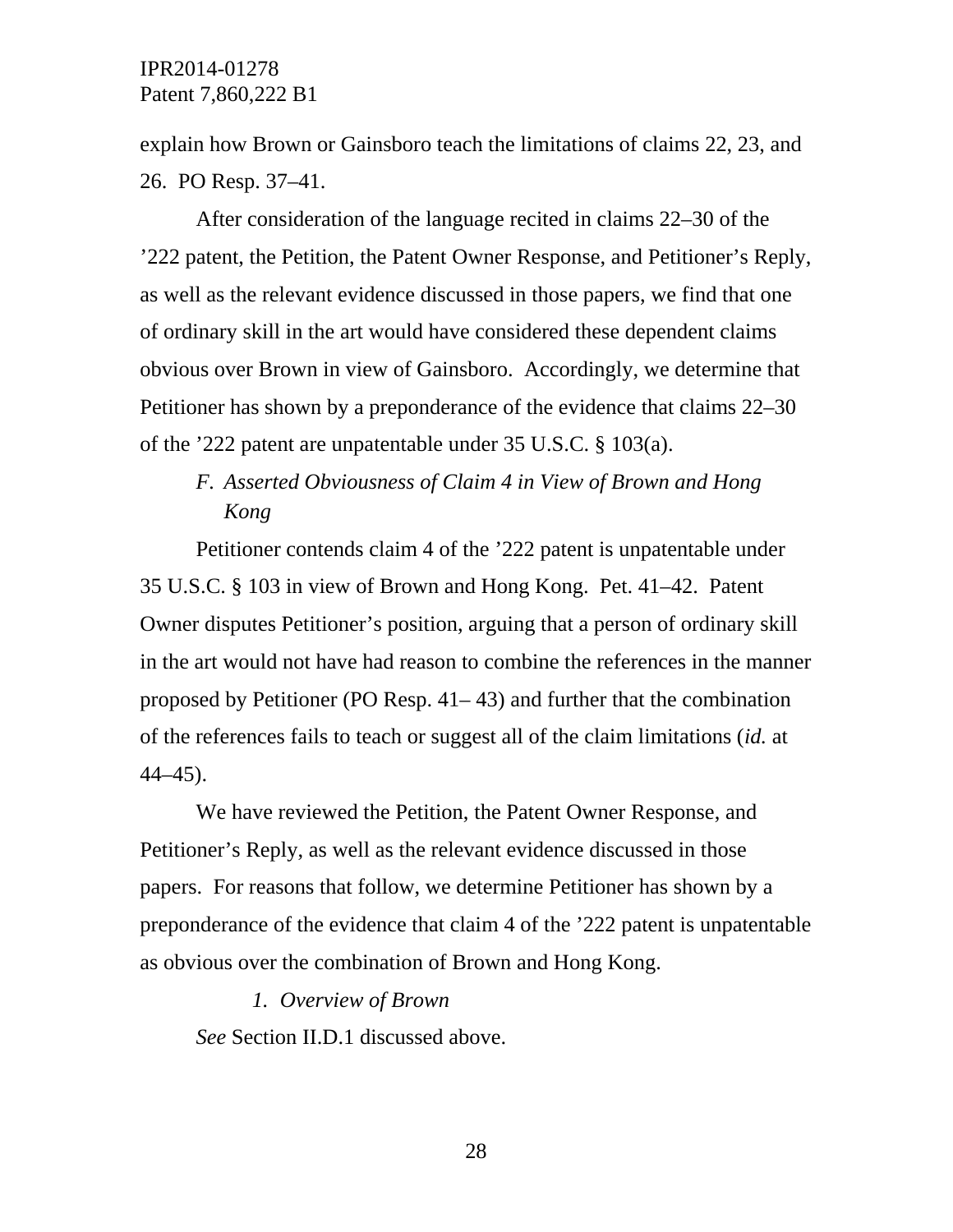explain how Brown or Gainsboro teach the limitations of claims 22, 23, and 26. PO Resp. 37–41.

After consideration of the language recited in claims 22–30 of the ’222 patent, the Petition, the Patent Owner Response, and Petitioner’s Reply, as well as the relevant evidence discussed in those papers, we find that one of ordinary skill in the art would have considered these dependent claims obvious over Brown in view of Gainsboro. Accordingly, we determine that Petitioner has shown by a preponderance of the evidence that claims 22–30 of the ’222 patent are unpatentable under 35 U.S.C. § 103(a).

### *F. Asserted Obviousness of Claim 4 in View of Brown and Hong Kong*

Petitioner contends claim 4 of the ’222 patent is unpatentable under 35 U.S.C. § 103 in view of Brown and Hong Kong. Pet. 41–42. Patent Owner disputes Petitioner’s position, arguing that a person of ordinary skill in the art would not have had reason to combine the references in the manner proposed by Petitioner (PO Resp. 41– 43) and further that the combination of the references fails to teach or suggest all of the claim limitations (*id.* at 44–45).

We have reviewed the Petition, the Patent Owner Response, and Petitioner’s Reply, as well as the relevant evidence discussed in those papers. For reasons that follow, we determine Petitioner has shown by a preponderance of the evidence that claim 4 of the ’222 patent is unpatentable as obvious over the combination of Brown and Hong Kong.

#### *1. Overview of Brown*

*See* Section II.D.1 discussed above.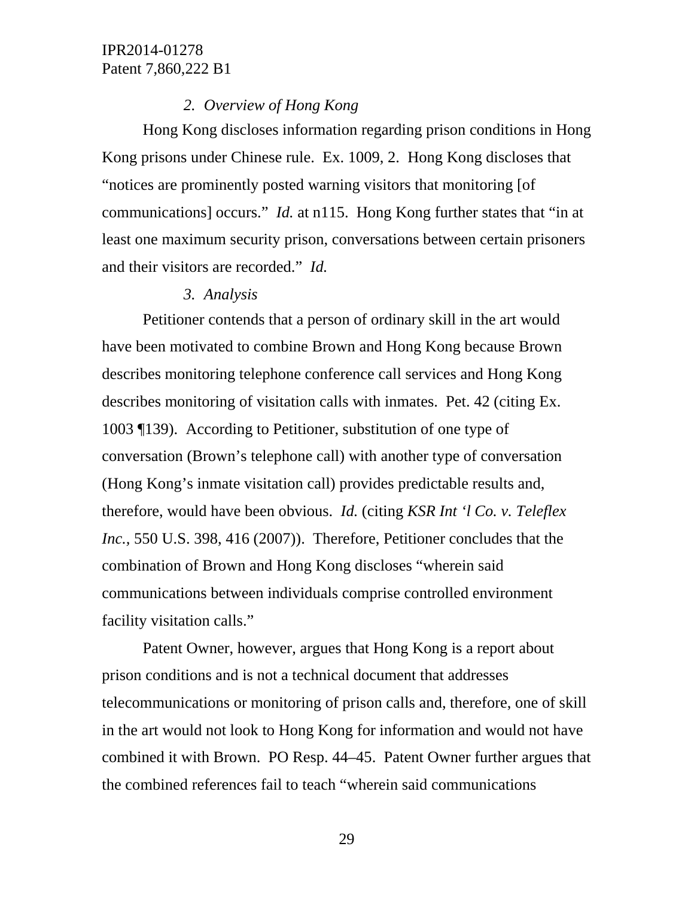*2. Overview of Hong Kong*

Hong Kong discloses information regarding prison conditions in Hong Kong prisons under Chinese rule. Ex. 1009, 2. Hong Kong discloses that "notices are prominently posted warning visitors that monitoring [of communications] occurs." *Id.* at n115. Hong Kong further states that "in at least one maximum security prison, conversations between certain prisoners and their visitors are recorded." *Id.*

*3. Analysis*

Petitioner contends that a person of ordinary skill in the art would have been motivated to combine Brown and Hong Kong because Brown describes monitoring telephone conference call services and Hong Kong describes monitoring of visitation calls with inmates. Pet. 42 (citing Ex. 1003 ¶139). According to Petitioner, substitution of one type of conversation (Brown's telephone call) with another type of conversation (Hong Kong's inmate visitation call) provides predictable results and, therefore, would have been obvious. *Id.* (citing *KSR Int 'l Co. v. Teleflex Inc.*, 550 U.S. 398, 416 (2007)). Therefore, Petitioner concludes that the combination of Brown and Hong Kong discloses "wherein said communications between individuals comprise controlled environment facility visitation calls."

Patent Owner, however, argues that Hong Kong is a report about prison conditions and is not a technical document that addresses telecommunications or monitoring of prison calls and, therefore, one of skill in the art would not look to Hong Kong for information and would not have combined it with Brown. PO Resp. 44–45. Patent Owner further argues that the combined references fail to teach "wherein said communications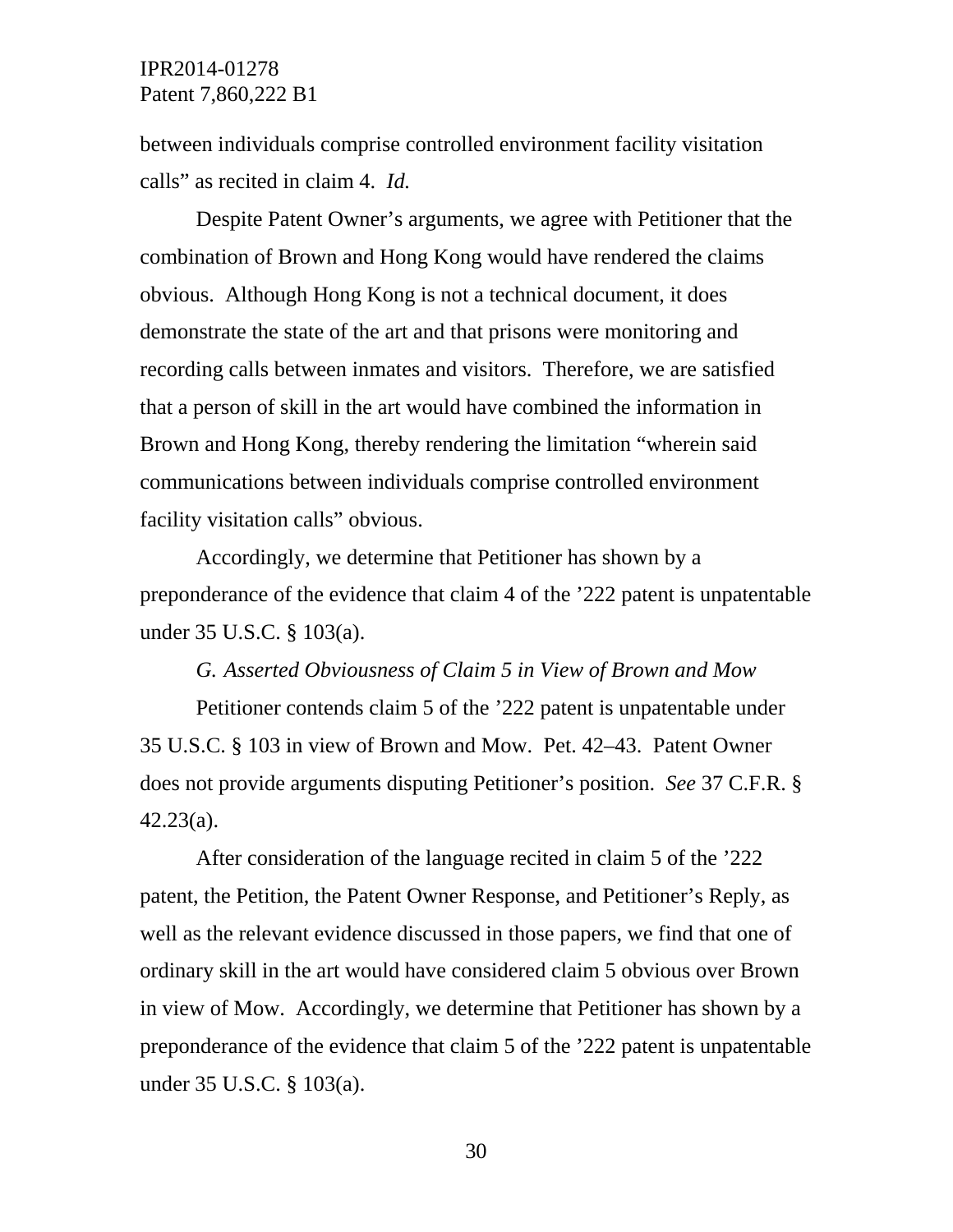between individuals comprise controlled environment facility visitation calls" as recited in claim 4. *Id.*

Despite Patent Owner's arguments, we agree with Petitioner that the combination of Brown and Hong Kong would have rendered the claims obvious. Although Hong Kong is not a technical document, it does demonstrate the state of the art and that prisons were monitoring and recording calls between inmates and visitors. Therefore, we are satisfied that a person of skill in the art would have combined the information in Brown and Hong Kong, thereby rendering the limitation "wherein said communications between individuals comprise controlled environment facility visitation calls" obvious.

Accordingly, we determine that Petitioner has shown by a preponderance of the evidence that claim 4 of the '222 patent is unpatentable under 35 U.S.C. § 103(a).

*G. Asserted Obviousness of Claim 5 in View of Brown and Mow*

Petitioner contends claim 5 of the '222 patent is unpatentable under 35 U.S.C. § 103 in view of Brown and Mow. Pet. 42–43. Patent Owner does not provide arguments disputing Petitioner's position. *See* 37 C.F.R. § 42.23(a).

After consideration of the language recited in claim 5 of the '222 patent, the Petition, the Patent Owner Response, and Petitioner's Reply, as well as the relevant evidence discussed in those papers, we find that one of ordinary skill in the art would have considered claim 5 obvious over Brown in view of Mow. Accordingly, we determine that Petitioner has shown by a preponderance of the evidence that claim 5 of the '222 patent is unpatentable under 35 U.S.C. § 103(a).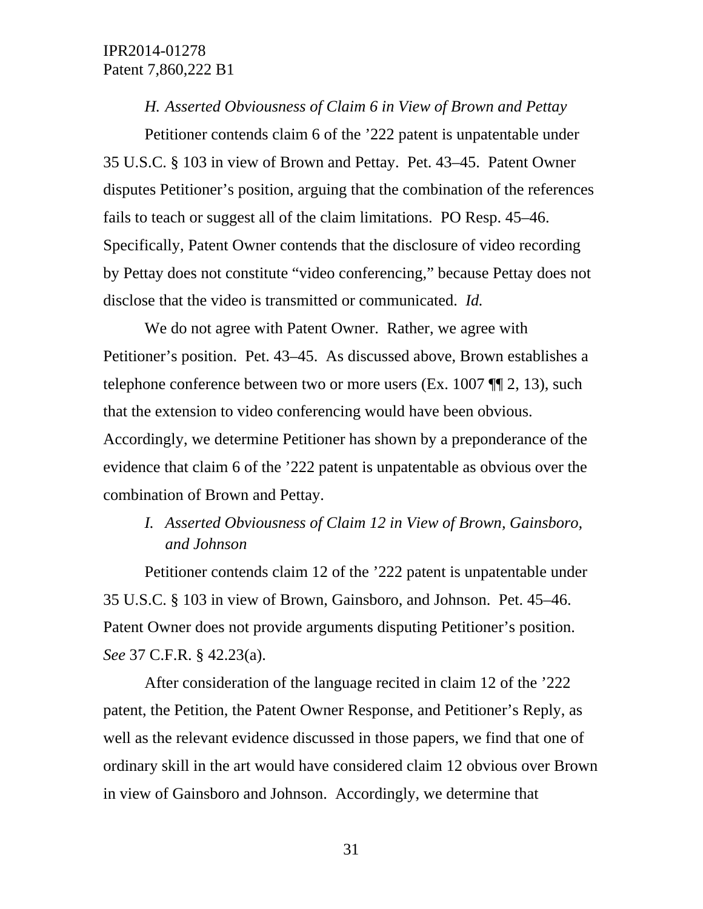*H. Asserted Obviousness of Claim 6 in View of Brown and Pettay*

Petitioner contends claim 6 of the ’222 patent is unpatentable under 35 U.S.C. § 103 in view of Brown and Pettay. Pet. 43–45. Patent Owner disputes Petitioner’s position, arguing that the combination of the references fails to teach or suggest all of the claim limitations. PO Resp. 45–46. Specifically, Patent Owner contends that the disclosure of video recording by Pettay does not constitute “video conferencing,” because Pettay does not disclose that the video is transmitted or communicated. *Id.*

We do not agree with Patent Owner. Rather, we agree with Petitioner’s position. Pet. 43–45. As discussed above, Brown establishes a telephone conference between two or more users (Ex. 1007 ¶¶ 2, 13), such that the extension to video conferencing would have been obvious. Accordingly, we determine Petitioner has shown by a preponderance of the evidence that claim 6 of the ’222 patent is unpatentable as obvious over the combination of Brown and Pettay.

*I. Asserted Obviousness of Claim 12 in View of Brown, Gainsboro, and Johnson*

Petitioner contends claim 12 of the ’222 patent is unpatentable under 35 U.S.C. § 103 in view of Brown, Gainsboro, and Johnson. Pet. 45–46. Patent Owner does not provide arguments disputing Petitioner’s position. *See* 37 C.F.R. § 42.23(a).

After consideration of the language recited in claim 12 of the ’222 patent, the Petition, the Patent Owner Response, and Petitioner’s Reply, as well as the relevant evidence discussed in those papers, we find that one of ordinary skill in the art would have considered claim 12 obvious over Brown in view of Gainsboro and Johnson. Accordingly, we determine that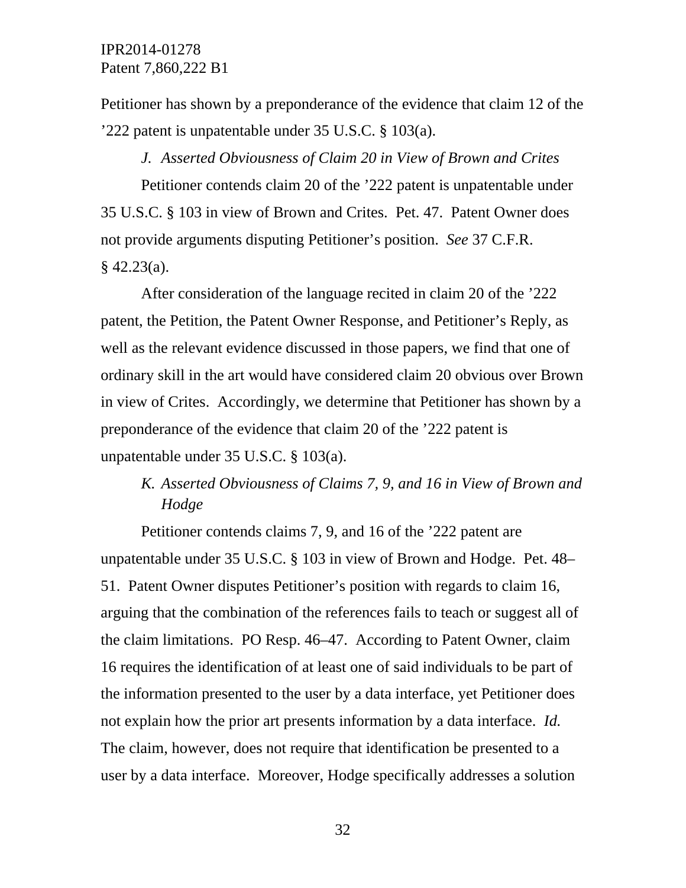Petitioner has shown by a preponderance of the evidence that claim 12 of the ’222 patent is unpatentable under 35 U.S.C. § 103(a).

### *J. Asserted Obviousness of Claim 20 in View of Brown and Crites*

Petitioner contends claim 20 of the ’222 patent is unpatentable under 35 U.S.C. § 103 in view of Brown and Crites. Pet. 47. Patent Owner does not provide arguments disputing Petitioner’s position. *See* 37 C.F.R. § 42.23(a).

After consideration of the language recited in claim 20 of the ’222 patent, the Petition, the Patent Owner Response, and Petitioner’s Reply, as well as the relevant evidence discussed in those papers, we find that one of ordinary skill in the art would have considered claim 20 obvious over Brown in view of Crites. Accordingly, we determine that Petitioner has shown by a preponderance of the evidence that claim 20 of the ’222 patent is unpatentable under 35 U.S.C. § 103(a).

### *K. Asserted Obviousness of Claims 7, 9, and 16 in View of Brown and Hodge*

Petitioner contends claims 7, 9, and 16 of the ’222 patent are unpatentable under 35 U.S.C. § 103 in view of Brown and Hodge. Pet. 48–51. Patent Owner disputes Petitioner’s position with regards to claim 16, arguing that the combination of the references fails to teach or suggest all of the claim limitations. PO Resp. 46–47. According to Patent Owner, claim 16 requires the identification of at least one of said individuals to be part of the information presented to the user by a data interface, yet Petitioner does not explain how the prior art presents information by a data interface. *Id.* The claim, however, does not require that identification be presented to a user by a data interface. Moreover, Hodge specifically addresses a solution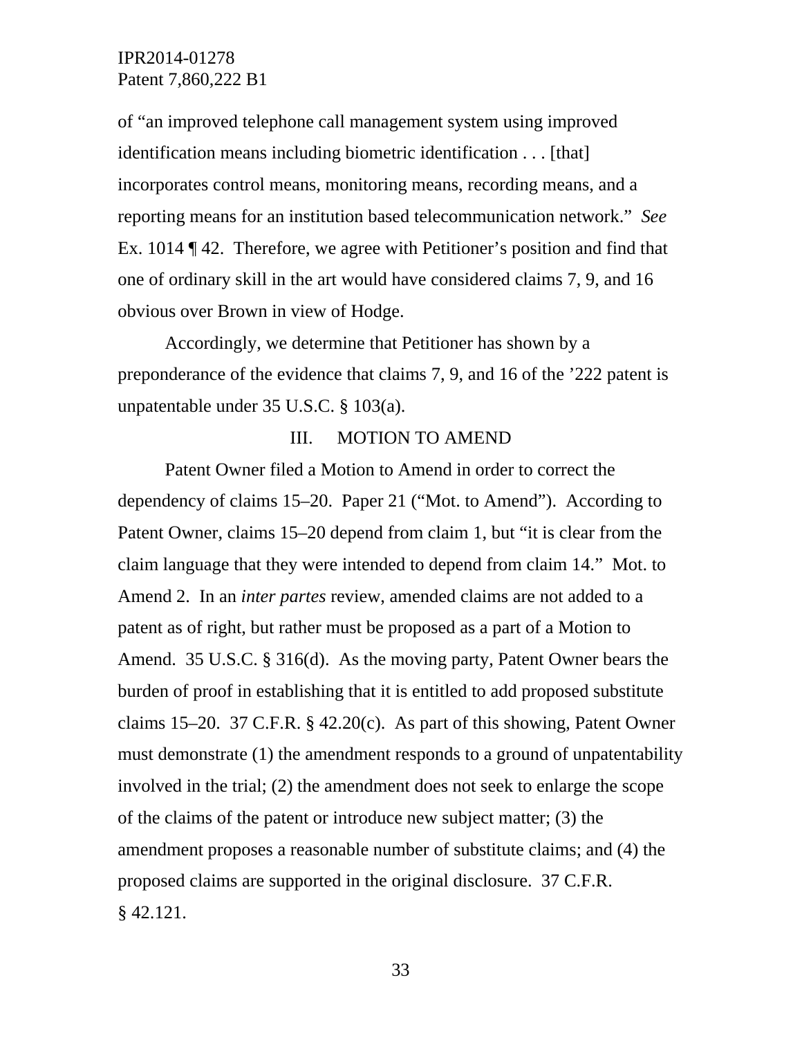of "an improved telephone call management system using improved identification means including biometric identification . . . [that] incorporates control means, monitoring means, recording means, and a reporting means for an institution based telecommunication network." *See* Ex. 1014 ¶ 42. Therefore, we agree with Petitioner's position and find that one of ordinary skill in the art would have considered claims 7, 9, and 16 obvious over Brown in view of Hodge.

Accordingly, we determine that Petitioner has shown by a preponderance of the evidence that claims 7, 9, and 16 of the '222 patent is unpatentable under 35 U.S.C. § 103(a).

## III. MOTION TO AMEND

Patent Owner filed a Motion to Amend in order to correct the dependency of claims 15–20. Paper 21 ("Mot. to Amend"). According to Patent Owner, claims 15–20 depend from claim 1, but "it is clear from the claim language that they were intended to depend from claim 14." Mot. to Amend 2. In an *inter partes* review, amended claims are not added to a patent as of right, but rather must be proposed as a part of a Motion to Amend. 35 U.S.C. § 316(d). As the moving party, Patent Owner bears the burden of proof in establishing that it is entitled to add proposed substitute claims 15–20. 37 C.F.R. § 42.20(c). As part of this showing, Patent Owner must demonstrate (1) the amendment responds to a ground of unpatentability involved in the trial; (2) the amendment does not seek to enlarge the scope of the claims of the patent or introduce new subject matter; (3) the amendment proposes a reasonable number of substitute claims; and (4) the proposed claims are supported in the original disclosure. 37 C.F.R. § 42.121.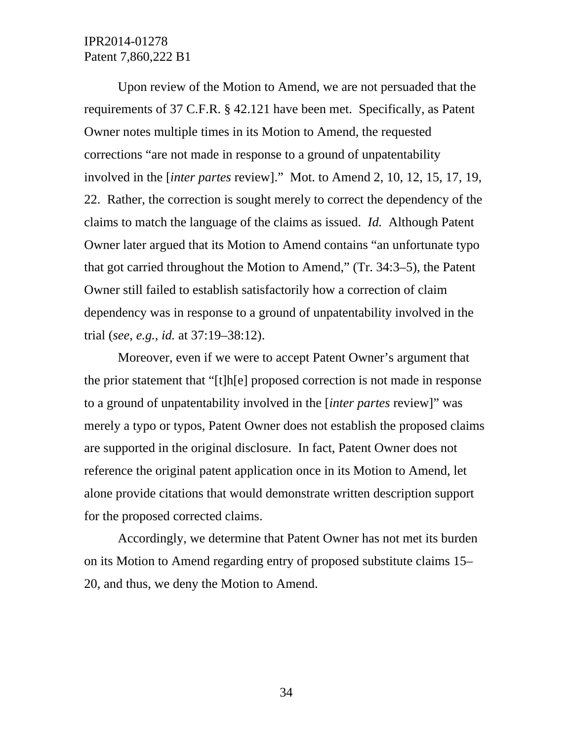Upon review of the Motion to Amend, we are not persuaded that the requirements of 37 C.F.R. § 42.121 have been met. Specifically, as Patent Owner notes multiple times in its Motion to Amend, the requested corrections "are not made in response to a ground of unpatentability involved in the [*inter partes* review]." Mot. to Amend 2, 10, 12, 15, 17, 19, 22. Rather, the correction is sought merely to correct the dependency of the claims to match the language of the claims as issued. *Id.* Although Patent Owner later argued that its Motion to Amend contains "an unfortunate typo that got carried throughout the Motion to Amend," (Tr. 34:3–5), the Patent Owner still failed to establish satisfactorily how a correction of claim dependency was in response to a ground of unpatentability involved in the trial (*see, e.g.*, *id.* at 37:19–38:12).

Moreover, even if we were to accept Patent Owner's argument that the prior statement that "[t]h[e] proposed correction is not made in response to a ground of unpatentability involved in the [*inter partes* review]" was merely a typo or typos, Patent Owner does not establish the proposed claims are supported in the original disclosure. In fact, Patent Owner does not reference the original patent application once in its Motion to Amend, let alone provide citations that would demonstrate written description support for the proposed corrected claims.

Accordingly, we determine that Patent Owner has not met its burden on its Motion to Amend regarding entry of proposed substitute claims 15–20, and thus, we deny the Motion to Amend.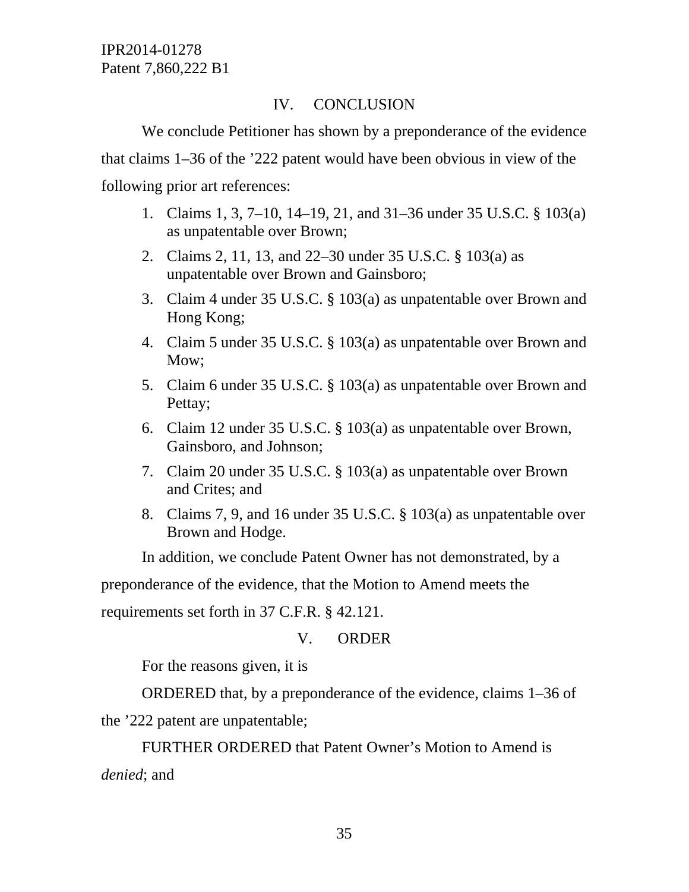## IV. CONCLUSION

We conclude Petitioner has shown by a preponderance of the evidence that claims 1–36 of the ’222 patent would have been obvious in view of the following prior art references:

1. Claims 1, 3, 7–10, 14–19, 21, and 31–36 under 35 U.S.C. § 103(a) as unpatentable over Brown;
2. Claims 2, 11, 13, and 22–30 under 35 U.S.C. § 103(a) as unpatentable over Brown and Gainsboro;
3. Claim 4 under 35 U.S.C. § 103(a) as unpatentable over Brown and Hong Kong;
4. Claim 5 under 35 U.S.C. § 103(a) as unpatentable over Brown and Mow;
5. Claim 6 under 35 U.S.C. § 103(a) as unpatentable over Brown and Pettay;
6. Claim 12 under 35 U.S.C. § 103(a) as unpatentable over Brown, Gainsboro, and Johnson;
7. Claim 20 under 35 U.S.C. § 103(a) as unpatentable over Brown and Crites; and
8. Claims 7, 9, and 16 under 35 U.S.C. § 103(a) as unpatentable over Brown and Hodge.

In addition, we conclude Patent Owner has not demonstrated, by a preponderance of the evidence, that the Motion to Amend meets the requirements set forth in 37 C.F.R. § 42.121.

## V. ORDER

For the reasons given, it is

ORDERED that, by a preponderance of the evidence, claims 1–36 of the ’222 patent are unpatentable;

FURTHER ORDERED that Patent Owner’s Motion to Amend is *denied*; and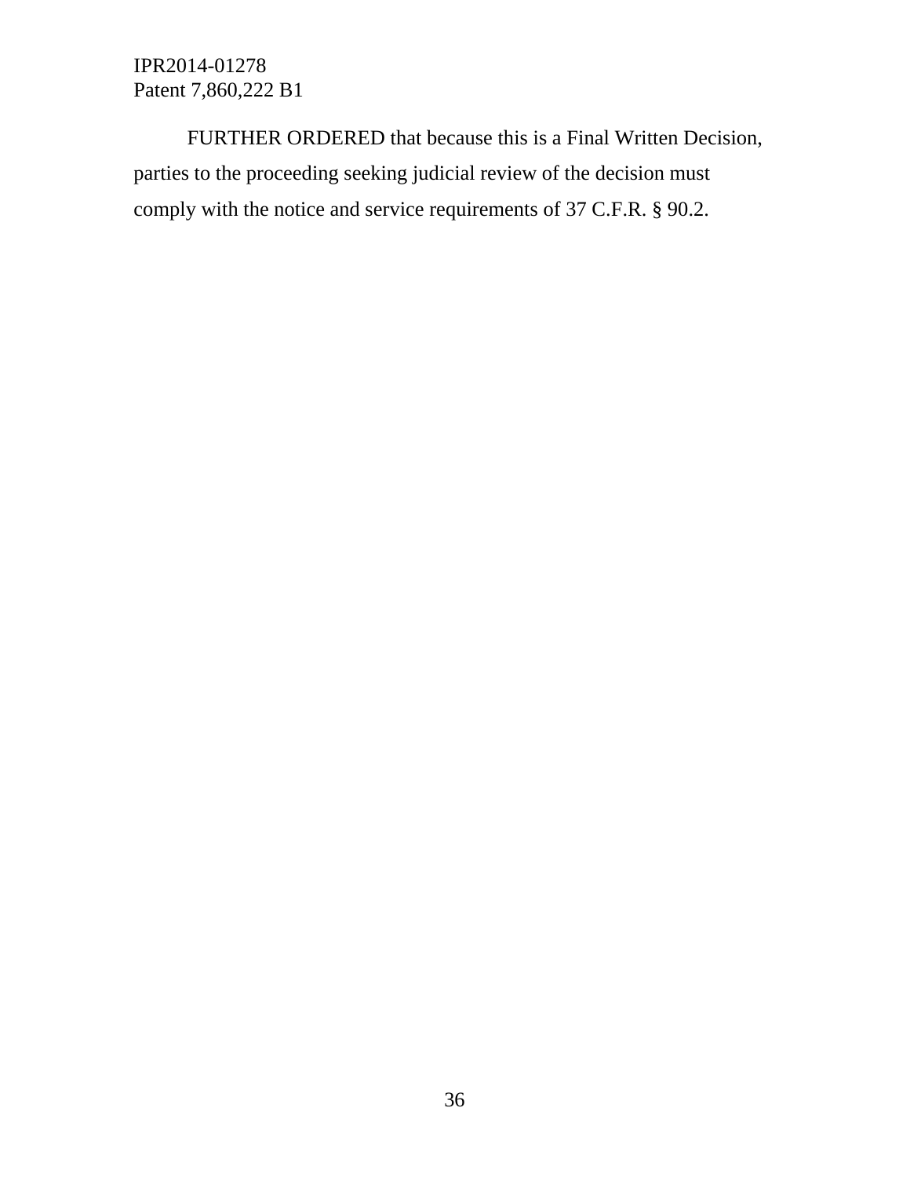FURTHER ORDERED that because this is a Final Written Decision, parties to the proceeding seeking judicial review of the decision must comply with the notice and service requirements of 37 C.F.R. § 90.2.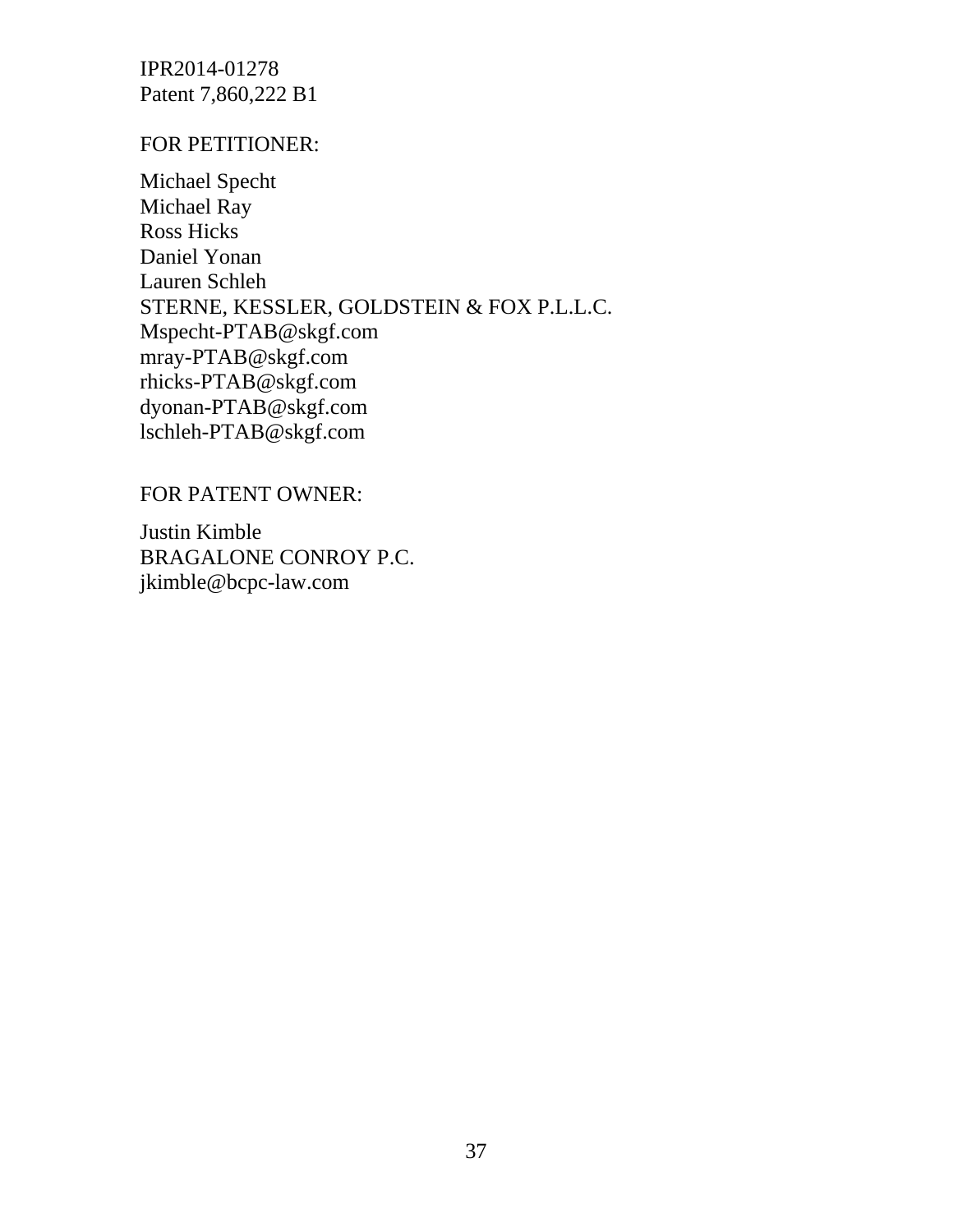FOR PETITIONER:

Michael Specht
Michael Ray
Ross Hicks
Daniel Yonan
Lauren Schleh
STERNE, KESSLER, GOLDSTEIN & FOX P.L.L.C.
Mspecht-PTAB@skgf.com
mray-PTAB@skgf.com
rhicks-PTAB@skgf.com
dyonan-PTAB@skgf.com
lschleh-PTAB@skgf.com

FOR PATENT OWNER:

Justin Kimble
BRAGALONE CONROY P.C.
jkimble@bcpc-law.com